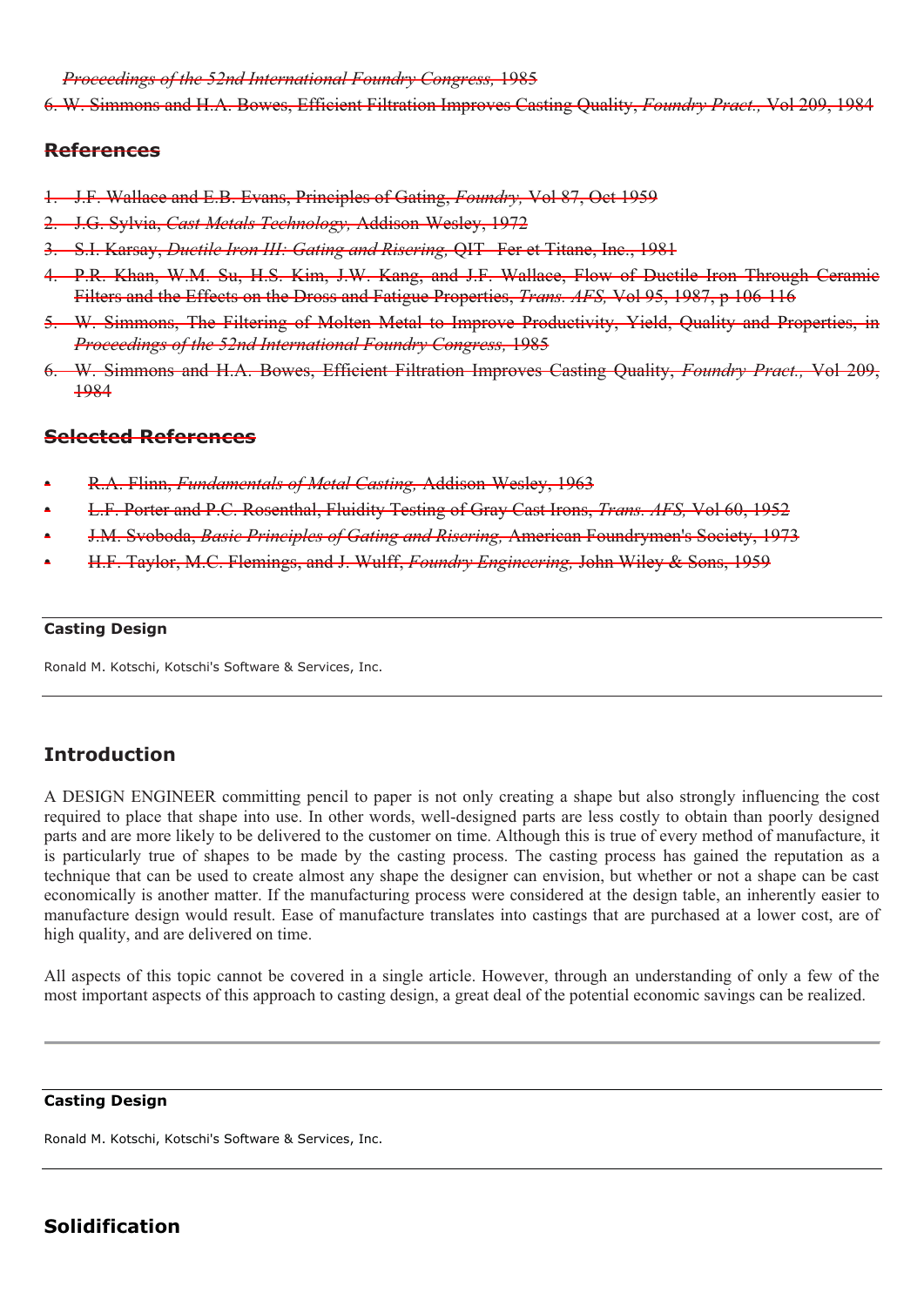~~*Proceedings of the 52nd International Foundry Congress,* 1985~~

~~6. W. Simmons and H.A. Bowes, Efficient Filtration Improves Casting Quality, *Foundry Pract.,* Vol 209, 1984~~

## ~~References~~

1. ~~J.F. Wallace and E.B. Evans, Principles of Gating, *Foundry,* Vol 87, Oct 1959~~
2. ~~J.G. Sylvia, *Cast Metals Technology,* Addison-Wesley, 1972~~
3. ~~S.I. Karsay, *Ductile Iron III: Gating and Risering,* QIT - Fer et Titane, Inc., 1981~~
4. ~~P.R. Khan, W.M. Su, H.S. Kim, J.W. Kang, and J.F. Wallace, Flow of Ductile Iron Through Ceramic Filters and the Effects on the Dross and Fatigue Properties, *Trans. AFS,* Vol 95, 1987, p 106-116~~
5. ~~W. Simmons, The Filtering of Molten Metal to Improve Productivity, Yield, Quality and Properties, in *Proceedings of the 52nd International Foundry Congress,* 1985~~
6. ~~W. Simmons and H.A. Bowes, Efficient Filtration Improves Casting Quality, *Foundry Pract.,* Vol 209, 1984~~

## ~~Selected References~~

- ~~R.A. Flinn, *Fundamentals of Metal Casting,* Addison-Wesley, 1963~~
- ~~L.F. Porter and P.C. Rosenthal, Fluidity Testing of Gray Cast Irons, *Trans. AFS,* Vol 60, 1952~~
- ~~J.M. Svoboda, *Basic Principles of Gating and Risering,* American Foundrymen's Society, 1973~~
- ~~H.F. Taylor, M.C. Flemings, and J. Wulff, *Foundry Engineering,* John Wiley & Sons, 1959~~

---

**Casting Design**

Ronald M. Kotschi, Kotschi's Software & Services, Inc.

---

## Introduction

A DESIGN ENGINEER committing pencil to paper is not only creating a shape but also strongly influencing the cost required to place that shape into use. In other words, well-designed parts are less costly to obtain than poorly designed parts and are more likely to be delivered to the customer on time. Although this is true of every method of manufacture, it is particularly true of shapes to be made by the casting process. The casting process has gained the reputation as a technique that can be used to create almost any shape the designer can envision, but whether or not a shape can be cast economically is another matter. If the manufacturing process were considered at the design table, an inherently easier to manufacture design would result. Ease of manufacture translates into castings that are purchased at a lower cost, are of high quality, and are delivered on time.

All aspects of this topic cannot be covered in a single article. However, through an understanding of only a few of the most important aspects of this approach to casting design, a great deal of the potential economic savings can be realized.

---

**Casting Design**

Ronald M. Kotschi, Kotschi's Software & Services, Inc.

---

## Solidification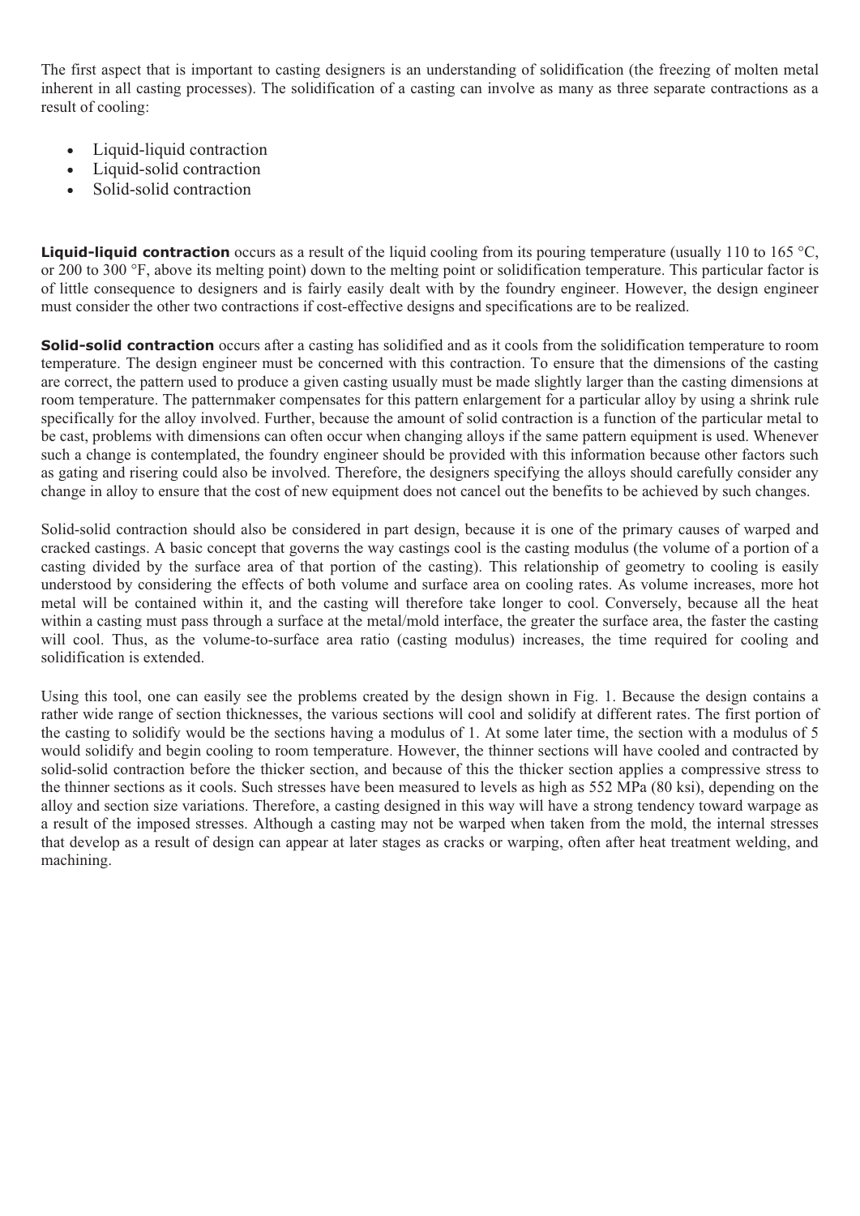The first aspect that is important to casting designers is an understanding of solidification (the freezing of molten metal inherent in all casting processes). The solidification of a casting can involve as many as three separate contractions as a result of cooling:

- Liquid-liquid contraction
- Liquid-solid contraction
- Solid-solid contraction

**Liquid-liquid contraction** occurs as a result of the liquid cooling from its pouring temperature (usually 110 to 165 °C, or 200 to 300 °F, above its melting point) down to the melting point or solidification temperature. This particular factor is of little consequence to designers and is fairly easily dealt with by the foundry engineer. However, the design engineer must consider the other two contractions if cost-effective designs and specifications are to be realized.

**Solid-solid contraction** occurs after a casting has solidified and as it cools from the solidification temperature to room temperature. The design engineer must be concerned with this contraction. To ensure that the dimensions of the casting are correct, the pattern used to produce a given casting usually must be made slightly larger than the casting dimensions at room temperature. The patternmaker compensates for this pattern enlargement for a particular alloy by using a shrink rule specifically for the alloy involved. Further, because the amount of solid contraction is a function of the particular metal to be cast, problems with dimensions can often occur when changing alloys if the same pattern equipment is used. Whenever such a change is contemplated, the foundry engineer should be provided with this information because other factors such as gating and risering could also be involved. Therefore, the designers specifying the alloys should carefully consider any change in alloy to ensure that the cost of new equipment does not cancel out the benefits to be achieved by such changes.

Solid-solid contraction should also be considered in part design, because it is one of the primary causes of warped and cracked castings. A basic concept that governs the way castings cool is the casting modulus (the volume of a portion of a casting divided by the surface area of that portion of the casting). This relationship of geometry to cooling is easily understood by considering the effects of both volume and surface area on cooling rates. As volume increases, more hot metal will be contained within it, and the casting will therefore take longer to cool. Conversely, because all the heat within a casting must pass through a surface at the metal/mold interface, the greater the surface area, the faster the casting will cool. Thus, as the volume-to-surface area ratio (casting modulus) increases, the time required for cooling and solidification is extended.

Using this tool, one can easily see the problems created by the design shown in Fig. 1. Because the design contains a rather wide range of section thicknesses, the various sections will cool and solidify at different rates. The first portion of the casting to solidify would be the sections having a modulus of 1. At some later time, the section with a modulus of 5 would solidify and begin cooling to room temperature. However, the thinner sections will have cooled and contracted by solid-solid contraction before the thicker section, and because of this the thicker section applies a compressive stress to the thinner sections as it cools. Such stresses have been measured to levels as high as 552 MPa (80 ksi), depending on the alloy and section size variations. Therefore, a casting designed in this way will have a strong tendency toward warpage as a result of the imposed stresses. Although a casting may not be warped when taken from the mold, the internal stresses that develop as a result of design can appear at later stages as cracks or warping, often after heat treatment welding, and machining.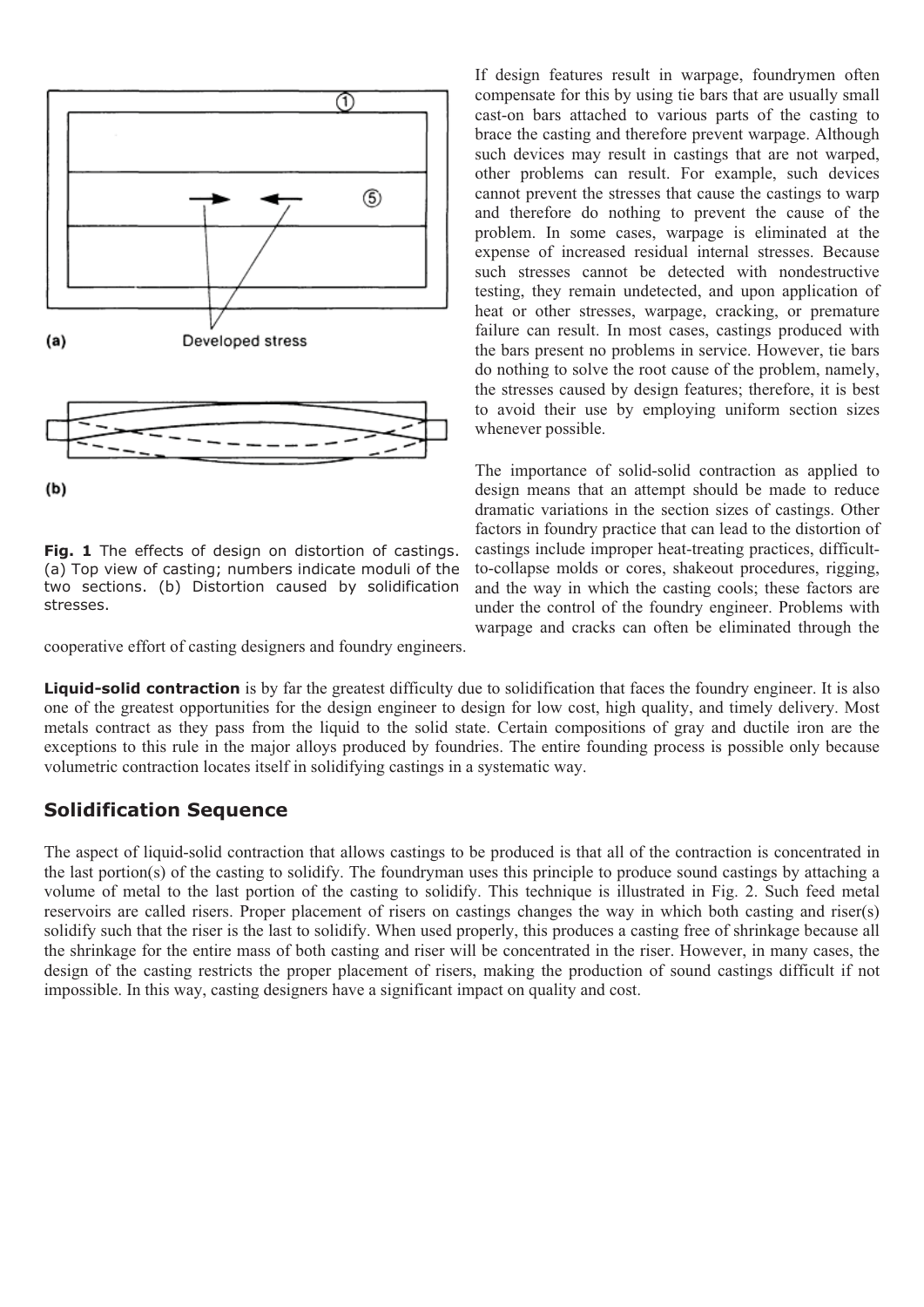Fig. 1 The effects of design on distortion of castings. (a) Top view of casting; numbers indicate moduli of the two sections. (b) Distortion caused by solidification stresses.

If design features result in warpage, foundrymen often compensate for this by using tie bars that are usually small cast-on bars attached to various parts of the casting to brace the casting and therefore prevent warpage. Although such devices may result in castings that are not warped, other problems can result. For example, such devices cannot prevent the stresses that cause the castings to warp and therefore do nothing to prevent the cause of the problem. In some cases, warpage is eliminated at the expense of increased residual internal stresses. Because such stresses cannot be detected with nondestructive testing, they remain undetected, and upon application of heat or other stresses, warpage, cracking, or premature failure can result. In most cases, castings produced with the bars present no problems in service. However, tie bars do nothing to solve the root cause of the problem, namely, the stresses caused by design features; therefore, it is best to avoid their use by employing uniform section sizes whenever possible.

The importance of solid-solid contraction as applied to design means that an attempt should be made to reduce dramatic variations in the section sizes of castings. Other factors in foundry practice that can lead to the distortion of castings include improper heat-treating practices, difficult-to-collapse molds or cores, shakeout procedures, rigging, and the way in which the casting cools; these factors are under the control of the foundry engineer. Problems with warpage and cracks can often be eliminated through the cooperative effort of casting designers and foundry engineers.

**Liquid-solid contraction** is by far the greatest difficulty due to solidification that faces the foundry engineer. It is also one of the greatest opportunities for the design engineer to design for low cost, high quality, and timely delivery. Most metals contract as they pass from the liquid to the solid state. Certain compositions of gray and ductile iron are the exceptions to this rule in the major alloys produced by foundries. The entire founding process is possible only because volumetric contraction locates itself in solidifying castings in a systematic way.

## Solidification Sequence

The aspect of liquid-solid contraction that allows castings to be produced is that all of the contraction is concentrated in the last portion(s) of the casting to solidify. The foundryman uses this principle to produce sound castings by attaching a volume of metal to the last portion of the casting to solidify. This technique is illustrated in Fig. 2. Such feed metal reservoirs are called risers. Proper placement of risers on castings changes the way in which both casting and riser(s) solidify such that the riser is the last to solidify. When used properly, this produces a casting free of shrinkage because all the shrinkage for the entire mass of both casting and riser will be concentrated in the riser. However, in many cases, the design of the casting restricts the proper placement of risers, making the production of sound castings difficult if not impossible. In this way, casting designers have a significant impact on quality and cost.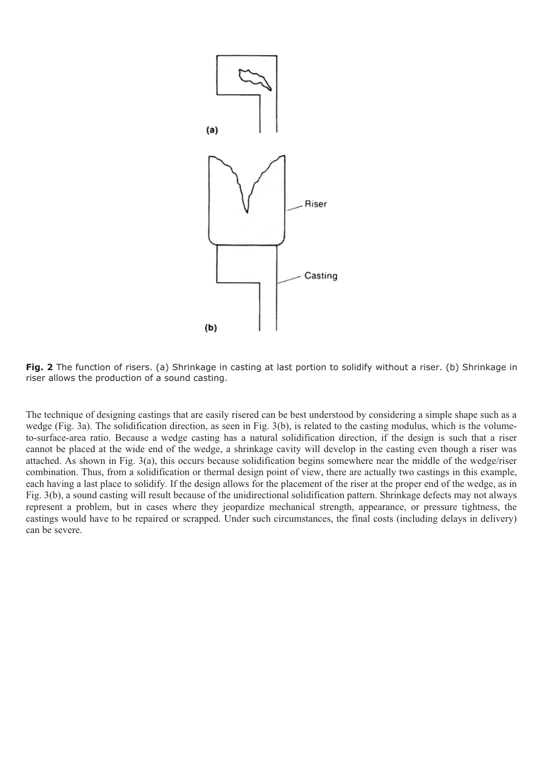**Fig. 2** The function of risers. (a) Shrinkage in casting at last portion to solidify without a riser. (b) Shrinkage in riser allows the production of a sound casting.

The technique of designing castings that are easily risered can be best understood by considering a simple shape such as a wedge (Fig. 3a). The solidification direction, as seen in Fig. 3(b), is related to the casting modulus, which is the volume-to-surface-area ratio. Because a wedge casting has a natural solidification direction, if the design is such that a riser cannot be placed at the wide end of the wedge, a shrinkage cavity will develop in the casting even though a riser was attached. As shown in Fig. 3(a), this occurs because solidification begins somewhere near the middle of the wedge/riser combination. Thus, from a solidification or thermal design point of view, there are actually two castings in this example, each having a last place to solidify. If the design allows for the placement of the riser at the proper end of the wedge, as in Fig. 3(b), a sound casting will result because of the unidirectional solidification pattern. Shrinkage defects may not always represent a problem, but in cases where they jeopardize mechanical strength, appearance, or pressure tightness, the castings would have to be repaired or scrapped. Under such circumstances, the final costs (including delays in delivery) can be severe.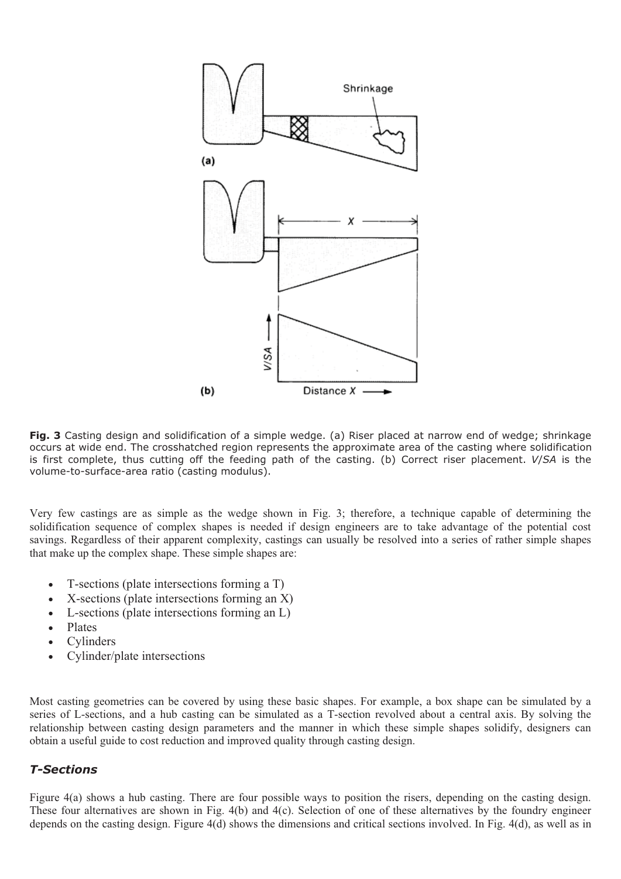**Fig. 3** Casting design and solidification of a simple wedge. (a) Riser placed at narrow end of wedge; shrinkage occurs at wide end. The crosshatched region represents the approximate area of the casting where solidification is first complete, thus cutting off the feeding path of the casting. (b) Correct riser placement. *V*/*SA* is the volume-to-surface-area ratio (casting modulus).

Very few castings are as simple as the wedge shown in Fig. 3; therefore, a technique capable of determining the solidification sequence of complex shapes is needed if design engineers are to take advantage of the potential cost savings. Regardless of their apparent complexity, castings can usually be resolved into a series of rather simple shapes that make up the complex shape. These simple shapes are:

- T-sections (plate intersections forming a T)
- X-sections (plate intersections forming an X)
- L-sections (plate intersections forming an L)
- Plates
- Cylinders
- Cylinder/plate intersections

Most casting geometries can be covered by using these basic shapes. For example, a box shape can be simulated by a series of L-sections, and a hub casting can be simulated as a T-section revolved about a central axis. By solving the relationship between casting design parameters and the manner in which these simple shapes solidify, designers can obtain a useful guide to cost reduction and improved quality through casting design.

### *T-Sections*

Figure 4(a) shows a hub casting. There are four possible ways to position the risers, depending on the casting design. These four alternatives are shown in Fig. 4(b) and 4(c). Selection of one of these alternatives by the foundry engineer depends on the casting design. Figure 4(d) shows the dimensions and critical sections involved. In Fig. 4(d), as well as in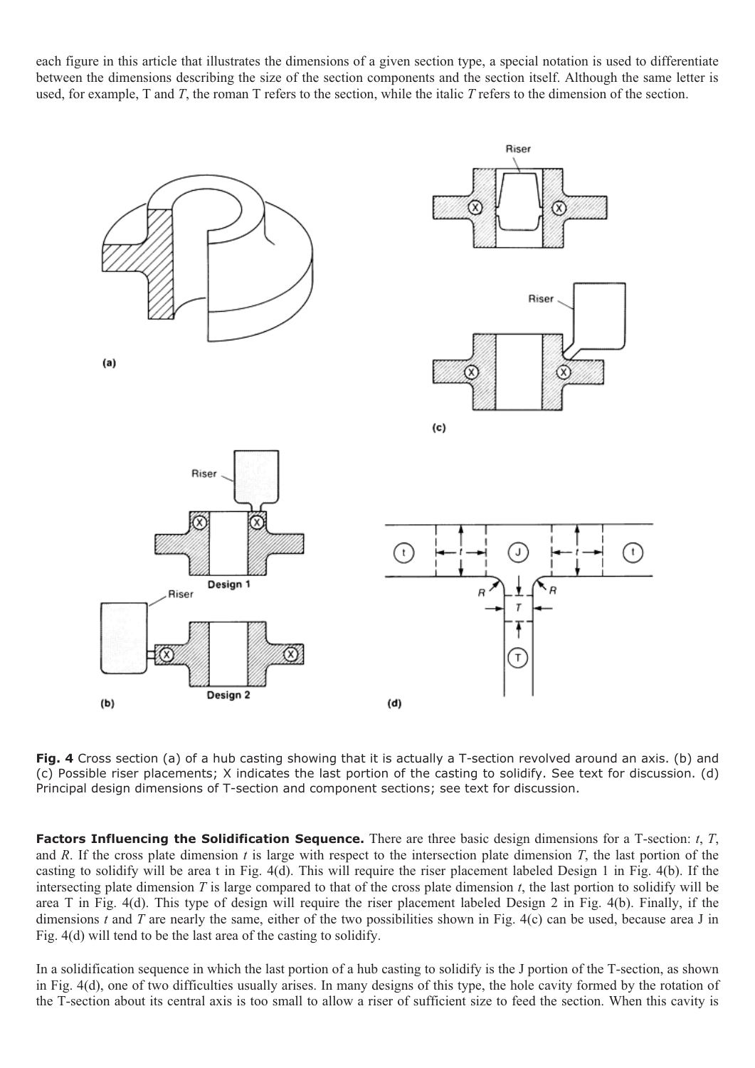each figure in this article that illustrates the dimensions of a given section type, a special notation is used to differentiate between the dimensions describing the size of the section components and the section itself. Although the same letter is used, for example, T and *T*, the roman T refers to the section, while the italic *T* refers to the dimension of the section.

**Fig. 4** Cross section (a) of a hub casting showing that it is actually a T-section revolved around an axis. (b) and (c) Possible riser placements; X indicates the last portion of the casting to solidify. See text for discussion. (d) Principal design dimensions of T-section and component sections; see text for discussion.

**Factors Influencing the Solidification Sequence.** There are three basic design dimensions for a T-section: *t*, *T*, and *R*. If the cross plate dimension *t* is large with respect to the intersection plate dimension *T*, the last portion of the casting to solidify will be area t in Fig. 4(d). This will require the riser placement labeled Design 1 in Fig. 4(b). If the intersecting plate dimension *T* is large compared to that of the cross plate dimension *t*, the last portion to solidify will be area T in Fig. 4(d). This type of design will require the riser placement labeled Design 2 in Fig. 4(b). Finally, if the dimensions *t* and *T* are nearly the same, either of the two possibilities shown in Fig. 4(c) can be used, because area J in Fig. 4(d) will tend to be the last area of the casting to solidify.

In a solidification sequence in which the last portion of a hub casting to solidify is the J portion of the T-section, as shown in Fig. 4(d), one of two difficulties usually arises. In many designs of this type, the hole cavity formed by the rotation of the T-section about its central axis is too small to allow a riser of sufficient size to feed the section. When this cavity is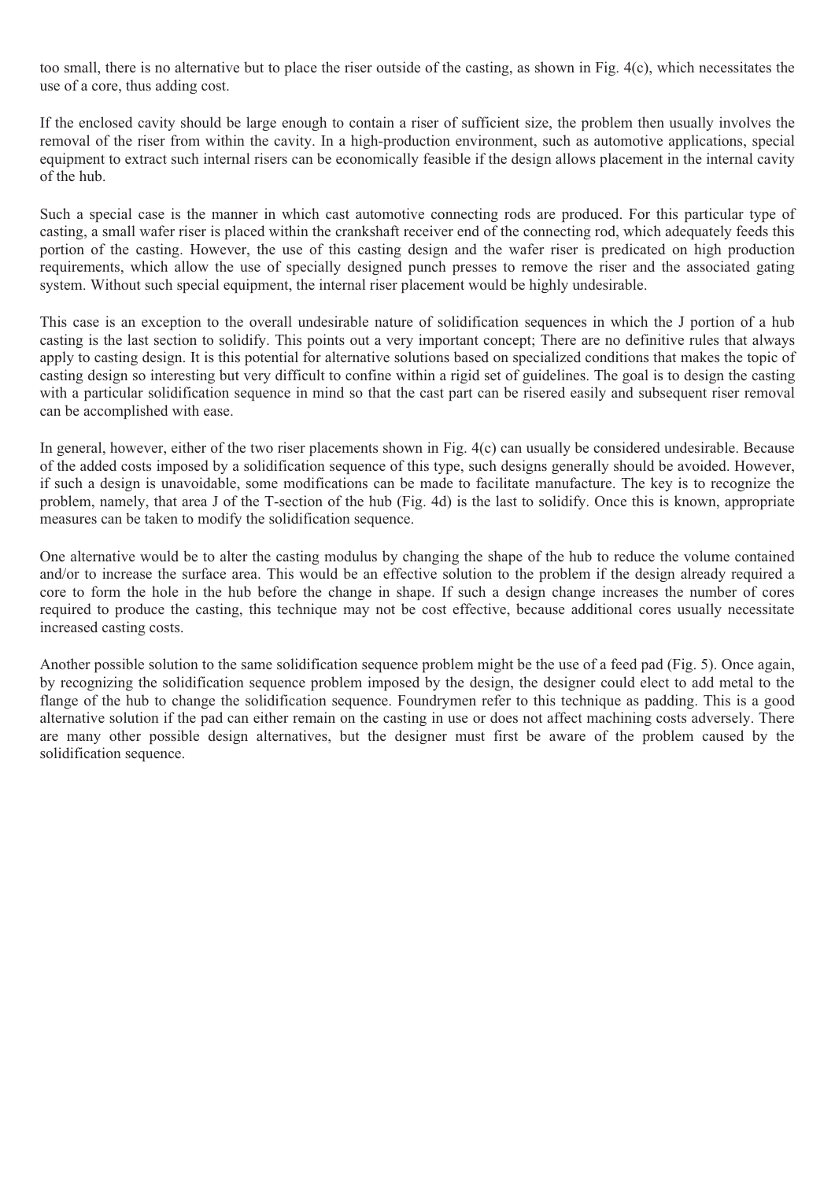too small, there is no alternative but to place the riser outside of the casting, as shown in Fig. 4(c), which necessitates the use of a core, thus adding cost.

If the enclosed cavity should be large enough to contain a riser of sufficient size, the problem then usually involves the removal of the riser from within the cavity. In a high-production environment, such as automotive applications, special equipment to extract such internal risers can be economically feasible if the design allows placement in the internal cavity of the hub.

Such a special case is the manner in which cast automotive connecting rods are produced. For this particular type of casting, a small wafer riser is placed within the crankshaft receiver end of the connecting rod, which adequately feeds this portion of the casting. However, the use of this casting design and the wafer riser is predicated on high production requirements, which allow the use of specially designed punch presses to remove the riser and the associated gating system. Without such special equipment, the internal riser placement would be highly undesirable.

This case is an exception to the overall undesirable nature of solidification sequences in which the J portion of a hub casting is the last section to solidify. This points out a very important concept; There are no definitive rules that always apply to casting design. It is this potential for alternative solutions based on specialized conditions that makes the topic of casting design so interesting but very difficult to confine within a rigid set of guidelines. The goal is to design the casting with a particular solidification sequence in mind so that the cast part can be risered easily and subsequent riser removal can be accomplished with ease.

In general, however, either of the two riser placements shown in Fig. 4(c) can usually be considered undesirable. Because of the added costs imposed by a solidification sequence of this type, such designs generally should be avoided. However, if such a design is unavoidable, some modifications can be made to facilitate manufacture. The key is to recognize the problem, namely, that area J of the T-section of the hub (Fig. 4d) is the last to solidify. Once this is known, appropriate measures can be taken to modify the solidification sequence.

One alternative would be to alter the casting modulus by changing the shape of the hub to reduce the volume contained and/or to increase the surface area. This would be an effective solution to the problem if the design already required a core to form the hole in the hub before the change in shape. If such a design change increases the number of cores required to produce the casting, this technique may not be cost effective, because additional cores usually necessitate increased casting costs.

Another possible solution to the same solidification sequence problem might be the use of a feed pad (Fig. 5). Once again, by recognizing the solidification sequence problem imposed by the design, the designer could elect to add metal to the flange of the hub to change the solidification sequence. Foundrymen refer to this technique as padding. This is a good alternative solution if the pad can either remain on the casting in use or does not affect machining costs adversely. There are many other possible design alternatives, but the designer must first be aware of the problem caused by the solidification sequence.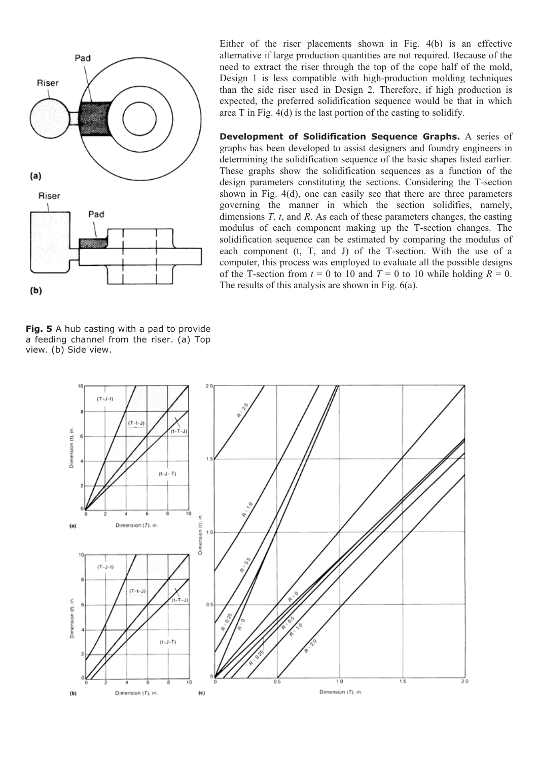Either of the riser placements shown in Fig. 4(b) is an effective alternative if large production quantities are not required. Because of the need to extract the riser through the top of the cope half of the mold, Design 1 is less compatible with high-production molding techniques than the side riser used in Design 2. Therefore, if high production is expected, the preferred solidification sequence would be that in which area T in Fig. 4(d) is the last portion of the casting to solidify.

**Development of Solidification Sequence Graphs.** A series of graphs has been developed to assist designers and foundry engineers in determining the solidification sequence of the basic shapes listed earlier. These graphs show the solidification sequences as a function of the design parameters constituting the sections. Considering the T-section shown in Fig. 4(d), one can easily see that there are three parameters governing the manner in which the section solidifies, namely, dimensions $T$, $t$, and $R$. As each of these parameters changes, the casting modulus of each component making up the T-section changes. The solidification sequence can be estimated by comparing the modulus of each component (t, T, and J) of the T-section. With the use of a computer, this process was employed to evaluate all the possible designs of the T-section from $t$ = 0 to 10 and $T$ = 0 to 10 while holding $R$ = 0. The results of this analysis are shown in Fig. 6(a).

**Fig. 5** A hub casting with a pad to provide a feeding channel from the riser. (a) Top view. (b) Side view.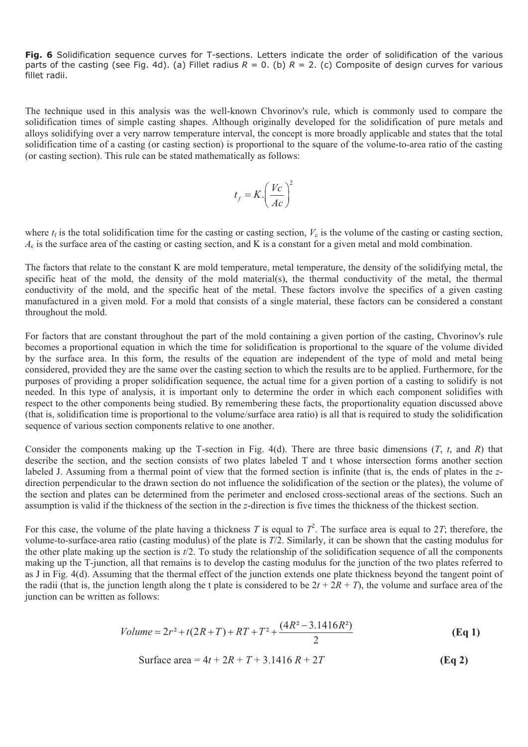**Fig. 6** Solidification sequence curves for T-sections. Letters indicate the order of solidification of the various parts of the casting (see Fig. 4d). (a) Fillet radius $R$ = 0. (b) $R$ = 2. (c) Composite of design curves for various fillet radii.

The technique used in this analysis was the well-known Chvorinov's rule, which is commonly used to compare the solidification times of simple casting shapes. Although originally developed for the solidification of pure metals and alloys solidifying over a very narrow temperature interval, the concept is more broadly applicable and states that the total solidification time of a casting (or casting section) is proportional to the square of the volume-to-area ratio of the casting (or casting section). This rule can be stated mathematically as follows:

$$t_f = K.\left(\frac{Vc}{Ac}\right)^2$$

where $t_f$ is the total solidification time for the casting or casting section, $V_c$ is the volume of the casting or casting section, $A_c$ is the surface area of the casting or casting section, and K is a constant for a given metal and mold combination.

The factors that relate to the constant K are mold temperature, metal temperature, the density of the solidifying metal, the specific heat of the mold, the density of the mold material(s), the thermal conductivity of the metal, the thermal conductivity of the mold, and the specific heat of the metal. These factors involve the specifics of a given casting manufactured in a given mold. For a mold that consists of a single material, these factors can be considered a constant throughout the mold.

For factors that are constant throughout the part of the mold containing a given portion of the casting, Chvorinov's rule becomes a proportional equation in which the time for solidification is proportional to the square of the volume divided by the surface area. In this form, the results of the equation are independent of the type of mold and metal being considered, provided they are the same over the casting section to which the results are to be applied. Furthermore, for the purposes of providing a proper solidification sequence, the actual time for a given portion of a casting to solidify is not needed. In this type of analysis, it is important only to determine the order in which each component solidifies with respect to the other components being studied. By remembering these facts, the proportionality equation discussed above (that is, solidification time is proportional to the volume/surface area ratio) is all that is required to study the solidification sequence of various section components relative to one another.

Consider the components making up the T-section in Fig. 4(d). There are three basic dimensions ($T$, $t$, and $R$) that describe the section, and the section consists of two plates labeled T and t whose intersection forms another section labeled J. Assuming from a thermal point of view that the formed section is infinite (that is, the ends of plates in the $z$-direction perpendicular to the drawn section do not influence the solidification of the section or the plates), the volume of the section and plates can be determined from the perimeter and enclosed cross-sectional areas of the sections. Such an assumption is valid if the thickness of the section in the $z$-direction is five times the thickness of the thickest section.

For this case, the volume of the plate having a thickness $T$ is equal to $T^2$. The surface area is equal to $2T$; therefore, the volume-to-surface-area ratio (casting modulus) of the plate is $T/2$. Similarly, it can be shown that the casting modulus for the other plate making up the section is $t/2$. To study the relationship of the solidification sequence of all the components making up the T-junction, all that remains is to develop the casting modulus for the junction of the two plates referred to as J in Fig. 4(d). Assuming that the thermal effect of the junction extends one plate thickness beyond the tangent point of the radii (that is, the junction length along the t plate is considered to be $2t + 2R + T$), the volume and surface area of the junction can be written as follows:

$$Volume = 2r^2 + t(2R+T) + RT + T^2 + \frac{(4R^2 - 3.1416R^2)}{2} \qquad \textbf{(Eq 1)}$$

$$\text{Surface area} = 4t + 2R + T + 3.1416\,R + 2T \qquad \textbf{(Eq 2)}$$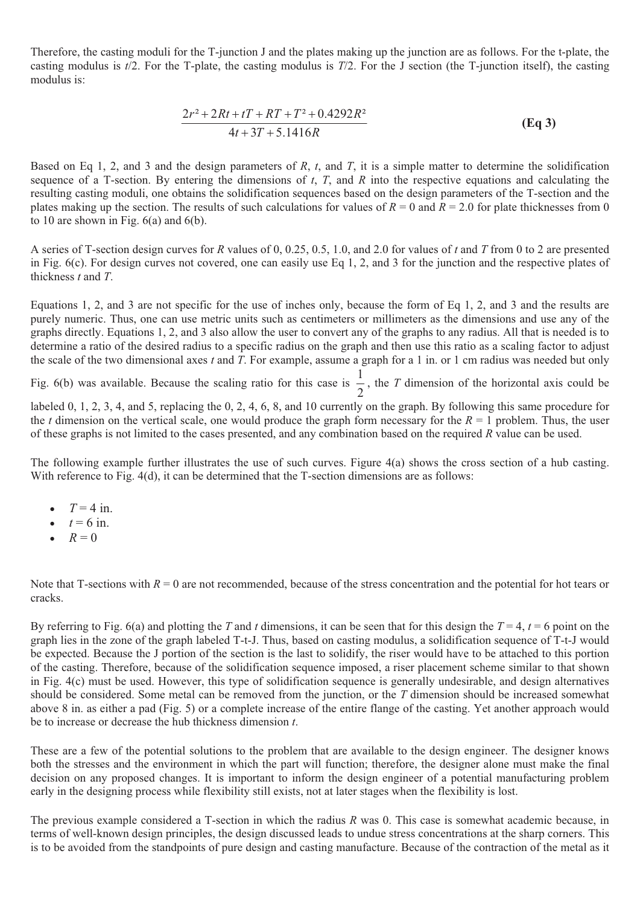Therefore, the casting moduli for the T-junction J and the plates making up the junction are as follows. For the t-plate, the casting modulus is $t/2$. For the T-plate, the casting modulus is $T/2$. For the J section (the T-junction itself), the casting modulus is:

$$\frac{2r^2 + 2Rt + tT + RT + T^2 + 0.4292R^2}{4t + 3T + 5.1416R} \quad \textbf{(Eq 3)}$$

Based on Eq 1, 2, and 3 and the design parameters of $R$, $t$, and $T$, it is a simple matter to determine the solidification sequence of a T-section. By entering the dimensions of $t$, $T$, and $R$ into the respective equations and calculating the resulting casting moduli, one obtains the solidification sequences based on the design parameters of the T-section and the plates making up the section. The results of such calculations for values of $R = 0$ and $R = 2.0$ for plate thicknesses from 0 to 10 are shown in Fig. 6(a) and 6(b).

A series of T-section design curves for $R$ values of 0, 0.25, 0.5, 1.0, and 2.0 for values of $t$ and $T$ from 0 to 2 are presented in Fig. 6(c). For design curves not covered, one can easily use Eq 1, 2, and 3 for the junction and the respective plates of thickness $t$ and $T$.

Equations 1, 2, and 3 are not specific for the use of inches only, because the form of Eq 1, 2, and 3 and the results are purely numeric. Thus, one can use metric units such as centimeters or millimeters as the dimensions and use any of the graphs directly. Equations 1, 2, and 3 also allow the user to convert any of the graphs to any radius. All that is needed is to determine a ratio of the desired radius to a specific radius on the graph and then use this ratio as a scaling factor to adjust the scale of the two dimensional axes $t$ and $T$. For example, assume a graph for a 1 in. or 1 cm radius was needed but only Fig. 6(b) was available. Because the scaling ratio for this case is $\frac{1}{2}$, the $T$ dimension of the horizontal axis could be labeled 0, 1, 2, 3, 4, and 5, replacing the 0, 2, 4, 6, 8, and 10 currently on the graph. By following this same procedure for the $t$ dimension on the vertical scale, one would produce the graph form necessary for the $R = 1$ problem. Thus, the user of these graphs is not limited to the cases presented, and any combination based on the required $R$ value can be used.

The following example further illustrates the use of such curves. Figure 4(a) shows the cross section of a hub casting. With reference to Fig. 4(d), it can be determined that the T-section dimensions are as follows:

- $T = 4$ in.
- $t = 6$ in.
- $R = 0$

Note that T-sections with $R = 0$ are not recommended, because of the stress concentration and the potential for hot tears or cracks.

By referring to Fig. 6(a) and plotting the $T$ and $t$ dimensions, it can be seen that for this design the $T = 4$, $t = 6$ point on the graph lies in the zone of the graph labeled T-t-J. Thus, based on casting modulus, a solidification sequence of T-t-J would be expected. Because the J portion of the section is the last to solidify, the riser would have to be attached to this portion of the casting. Therefore, because of the solidification sequence imposed, a riser placement scheme similar to that shown in Fig. 4(c) must be used. However, this type of solidification sequence is generally undesirable, and design alternatives should be considered. Some metal can be removed from the junction, or the $T$ dimension should be increased somewhat above 8 in. as either a pad (Fig. 5) or a complete increase of the entire flange of the casting. Yet another approach would be to increase or decrease the hub thickness dimension $t$.

These are a few of the potential solutions to the problem that are available to the design engineer. The designer knows both the stresses and the environment in which the part will function; therefore, the designer alone must make the final decision on any proposed changes. It is important to inform the design engineer of a potential manufacturing problem early in the designing process while flexibility still exists, not at later stages when the flexibility is lost.

The previous example considered a T-section in which the radius $R$ was 0. This case is somewhat academic because, in terms of well-known design principles, the design discussed leads to undue stress concentrations at the sharp corners. This is to be avoided from the standpoints of pure design and casting manufacture. Because of the contraction of the metal as it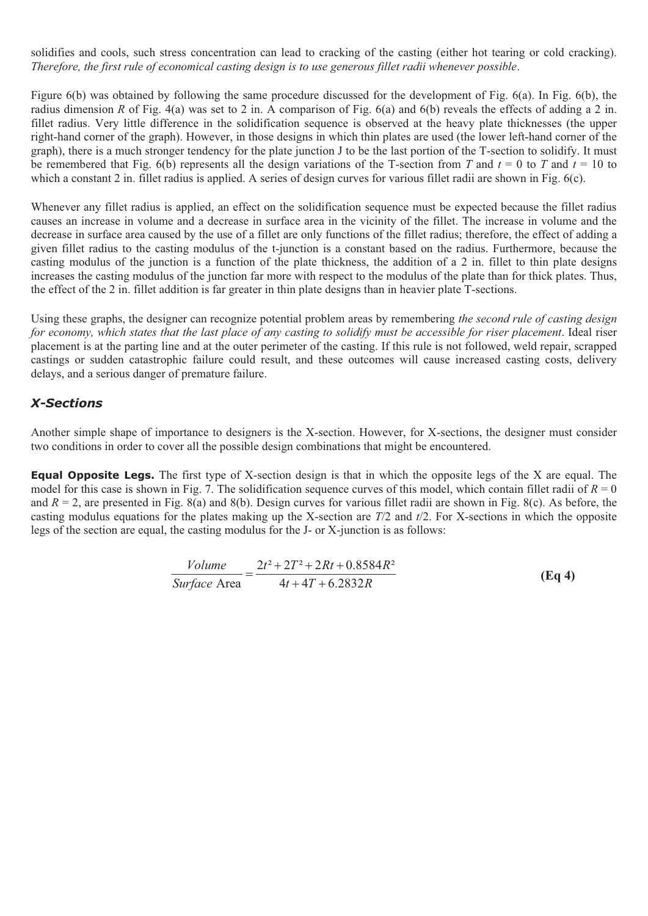solidifies and cools, such stress concentration can lead to cracking of the casting (either hot tearing or cold cracking). *Therefore, the first rule of economical casting design is to use generous fillet radii whenever possible*.

Figure 6(b) was obtained by following the same procedure discussed for the development of Fig. 6(a). In Fig. 6(b), the radius dimension $R$ of Fig. 4(a) was set to 2 in. A comparison of Fig. 6(a) and 6(b) reveals the effects of adding a 2 in. fillet radius. Very little difference in the solidification sequence is observed at the heavy plate thicknesses (the upper right-hand corner of the graph). However, in those designs in which thin plates are used (the lower left-hand corner of the graph), there is a much stronger tendency for the plate junction J to be the last portion of the T-section to solidify. It must be remembered that Fig. 6(b) represents all the design variations of the T-section from $T$ and $t$ = 0 to $T$ and $t$ = 10 to which a constant 2 in. fillet radius is applied. A series of design curves for various fillet radii are shown in Fig. 6(c).

Whenever any fillet radius is applied, an effect on the solidification sequence must be expected because the fillet radius causes an increase in volume and a decrease in surface area in the vicinity of the fillet. The increase in volume and the decrease in surface area caused by the use of a fillet are only functions of the fillet radius; therefore, the effect of adding a given fillet radius to the casting modulus of the t-junction is a constant based on the radius. Furthermore, because the casting modulus of the junction is a function of the plate thickness, the addition of a 2 in. fillet to thin plate designs increases the casting modulus of the junction far more with respect to the modulus of the plate than for thick plates. Thus, the effect of the 2 in. fillet addition is far greater in thin plate designs than in heavier plate T-sections.

Using these graphs, the designer can recognize potential problem areas by remembering *the second rule of casting design for economy, which states that the last place of any casting to solidify must be accessible for riser placement*. Ideal riser placement is at the parting line and at the outer perimeter of the casting. If this rule is not followed, weld repair, scrapped castings or sudden catastrophic failure could result, and these outcomes will cause increased casting costs, delivery delays, and a serious danger of premature failure.

## *X-Sections*

Another simple shape of importance to designers is the X-section. However, for X-sections, the designer must consider two conditions in order to cover all the possible design combinations that might be encountered.

**Equal Opposite Legs.** The first type of X-section design is that in which the opposite legs of the X are equal. The model for this case is shown in Fig. 7. The solidification sequence curves of this model, which contain fillet radii of $R$ = 0 and $R$ = 2, are presented in Fig. 8(a) and 8(b). Design curves for various fillet radii are shown in Fig. 8(c). As before, the casting modulus equations for the plates making up the X-section are $T/2$ and $t/2$. For X-sections in which the opposite legs of the section are equal, the casting modulus for the J- or X-junction is as follows:

$$\frac{Volume}{Surface\ \text{Area}} = \frac{2t^2 + 2T^2 + 2Rt + 0.8584R^2}{4t + 4T + 6.2832R} \qquad \textbf{(Eq 4)}$$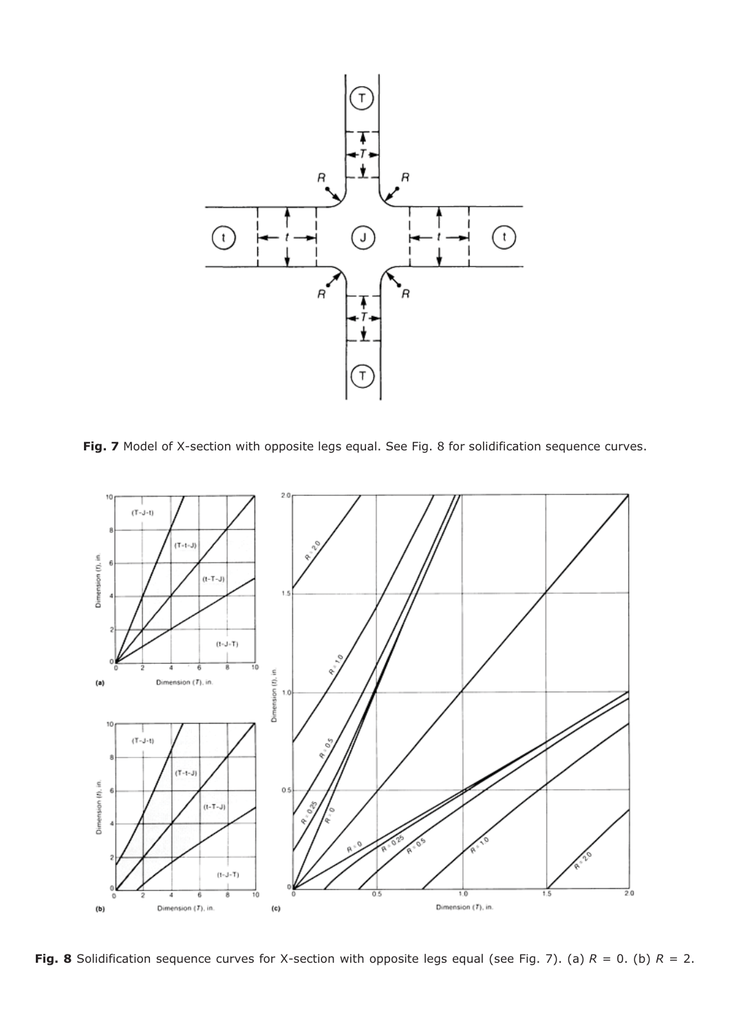**Fig. 7** Model of X-section with opposite legs equal. See Fig. 8 for solidification sequence curves.

**Fig. 8** Solidification sequence curves for X-section with opposite legs equal (see Fig. 7). (a) $R$ = 0. (b) $R$ = 2.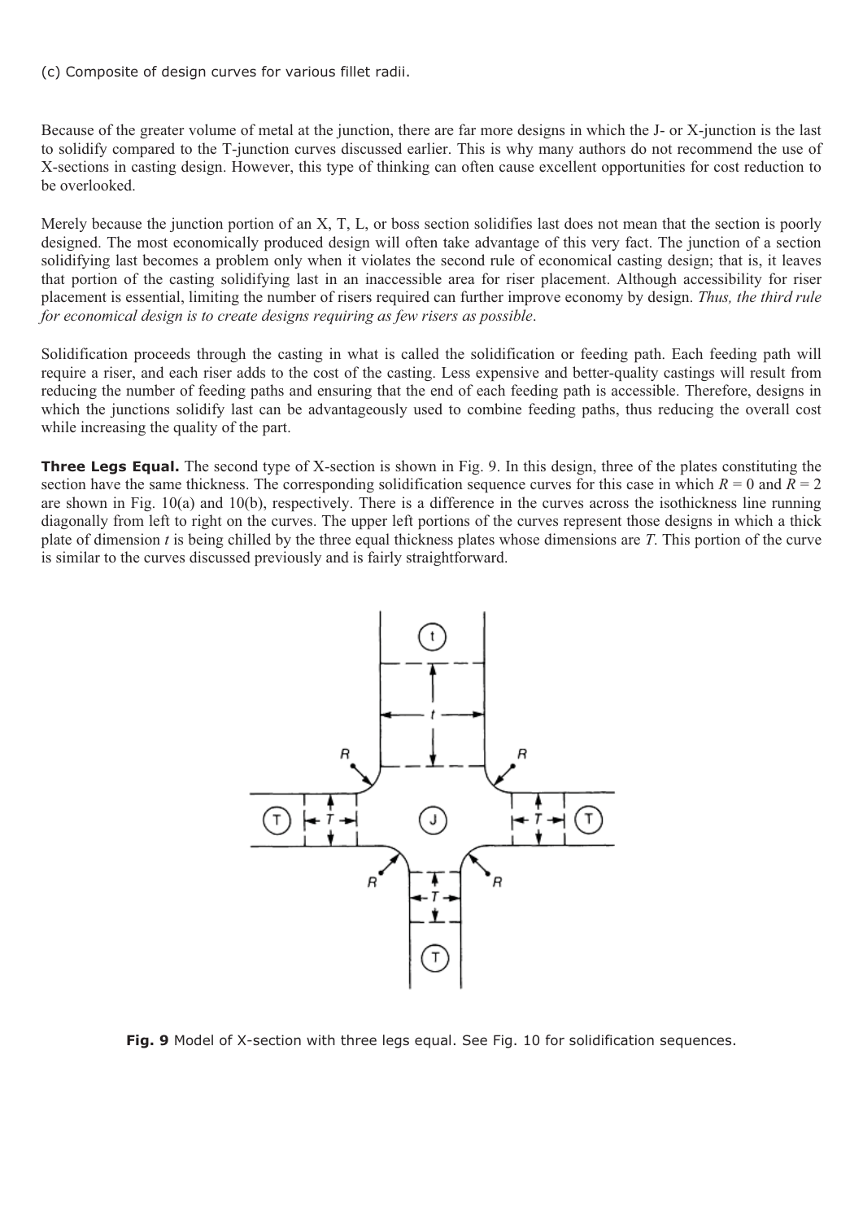(c) Composite of design curves for various fillet radii.

Because of the greater volume of metal at the junction, there are far more designs in which the J- or X-junction is the last to solidify compared to the T-junction curves discussed earlier. This is why many authors do not recommend the use of X-sections in casting design. However, this type of thinking can often cause excellent opportunities for cost reduction to be overlooked.

Merely because the junction portion of an X, T, L, or boss section solidifies last does not mean that the section is poorly designed. The most economically produced design will often take advantage of this very fact. The junction of a section solidifying last becomes a problem only when it violates the second rule of economical casting design; that is, it leaves that portion of the casting solidifying last in an inaccessible area for riser placement. Although accessibility for riser placement is essential, limiting the number of risers required can further improve economy by design. *Thus, the third rule for economical design is to create designs requiring as few risers as possible*.

Solidification proceeds through the casting in what is called the solidification or feeding path. Each feeding path will require a riser, and each riser adds to the cost of the casting. Less expensive and better-quality castings will result from reducing the number of feeding paths and ensuring that the end of each feeding path is accessible. Therefore, designs in which the junctions solidify last can be advantageously used to combine feeding paths, thus reducing the overall cost while increasing the quality of the part.

**Three Legs Equal.** The second type of X-section is shown in Fig. 9. In this design, three of the plates constituting the section have the same thickness. The corresponding solidification sequence curves for this case in which $R = 0$ and $R = 2$ are shown in Fig. 10(a) and 10(b), respectively. There is a difference in the curves across the isothickness line running diagonally from left to right on the curves. The upper left portions of the curves represent those designs in which a thick plate of dimension $t$ is being chilled by the three equal thickness plates whose dimensions are $T$. This portion of the curve is similar to the curves discussed previously and is fairly straightforward.

t
R
R
T
T
J
T
T
R
R
T
T

**Fig. 9** Model of X-section with three legs equal. See Fig. 10 for solidification sequences.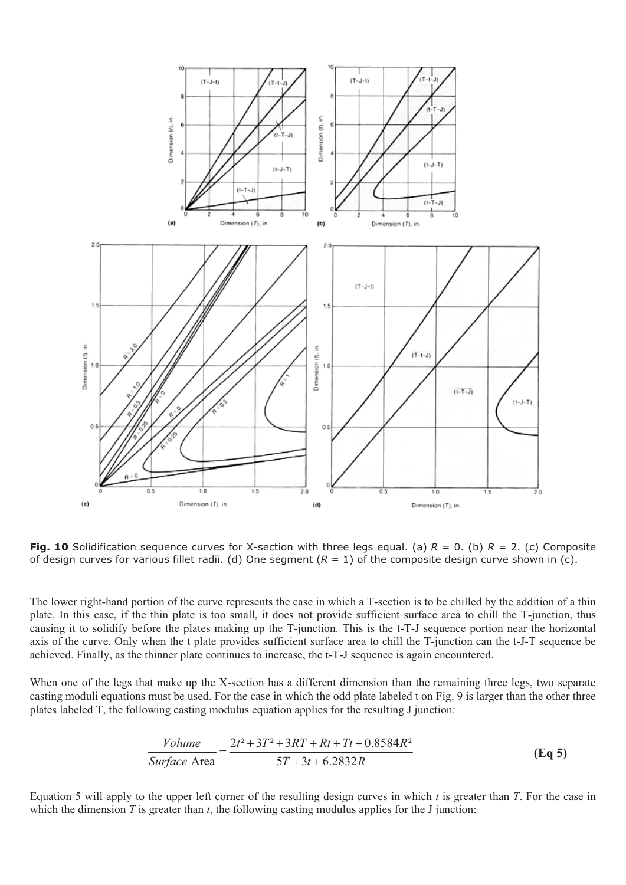**Fig. 10** Solidification sequence curves for X-section with three legs equal. (a) $R$ = 0. (b) $R$ = 2. (c) Composite of design curves for various fillet radii. (d) One segment ($R$ = 1) of the composite design curve shown in (c).

The lower right-hand portion of the curve represents the case in which a T-section is to be chilled by the addition of a thin plate. In this case, if the thin plate is too small, it does not provide sufficient surface area to chill the T-junction, thus causing it to solidify before the plates making up the T-junction. This is the t-T-J sequence portion near the horizontal axis of the curve. Only when the t plate provides sufficient surface area to chill the T-junction can the t-J-T sequence be achieved. Finally, as the thinner plate continues to increase, the t-T-J sequence is again encountered.

When one of the legs that make up the X-section has a different dimension than the remaining three legs, two separate casting moduli equations must be used. For the case in which the odd plate labeled t on Fig. 9 is larger than the other three plates labeled T, the following casting modulus equation applies for the resulting J junction:

$$\frac{Volume}{Surface\ \text{Area}} = \frac{2t^2 + 3T^2 + 3RT + Rt + Tt + 0.8584R^2}{5T + 3t + 6.2832R} \quad \textbf{(Eq 5)}$$

Equation 5 will apply to the upper left corner of the resulting design curves in which $t$ is greater than $T$. For the case in which the dimension $T$ is greater than $t$, the following casting modulus applies for the J junction: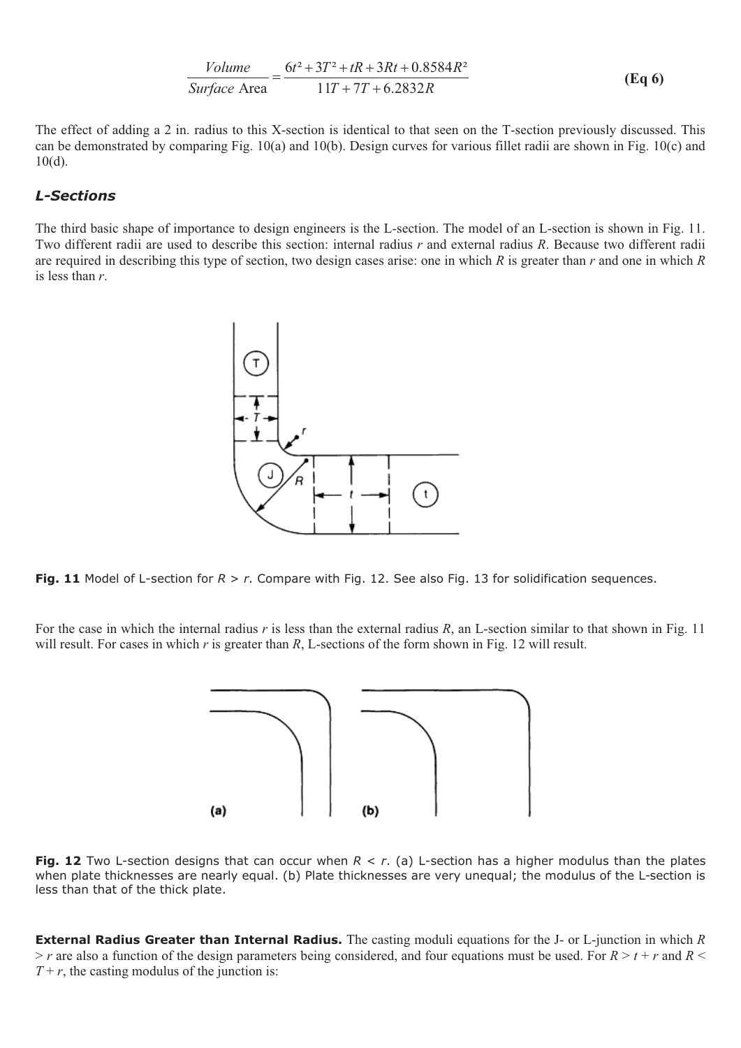$$\frac{Volume}{Surface\ \text{Area}} = \frac{6t^2 + 3T^2 + tR + 3Rt + 0.8584R^2}{11T + 7T + 6.2832R} \quad \textbf{(Eq 6)}$$

The effect of adding a 2 in. radius to this X-section is identical to that seen on the T-section previously discussed. This can be demonstrated by comparing Fig. 10(a) and 10(b). Design curves for various fillet radii are shown in Fig. 10(c) and 10(d).

### *L-Sections*

The third basic shape of importance to design engineers is the L-section. The model of an L-section is shown in Fig. 11. Two different radii are used to describe this section: internal radius $r$ and external radius $R$. Because two different radii are required in describing this type of section, two design cases arise: one in which $R$ is greater than $r$ and one in which $R$ is less than $r$.

**Fig. 11** Model of L-section for $R > r$. Compare with Fig. 12. See also Fig. 13 for solidification sequences.

For the case in which the internal radius $r$ is less than the external radius $R$, an L-section similar to that shown in Fig. 11 will result. For cases in which $r$ is greater than $R$, L-sections of the form shown in Fig. 12 will result.

**Fig. 12** Two L-section designs that can occur when $R < r$. (a) L-section has a higher modulus than the plates when plate thicknesses are nearly equal. (b) Plate thicknesses are very unequal; the modulus of the L-section is less than that of the thick plate.

**External Radius Greater than Internal Radius.** The casting moduli equations for the J- or L-junction in which $R > r$ are also a function of the design parameters being considered, and four equations must be used. For $R > t + r$ and $R < T + r$, the casting modulus of the junction is: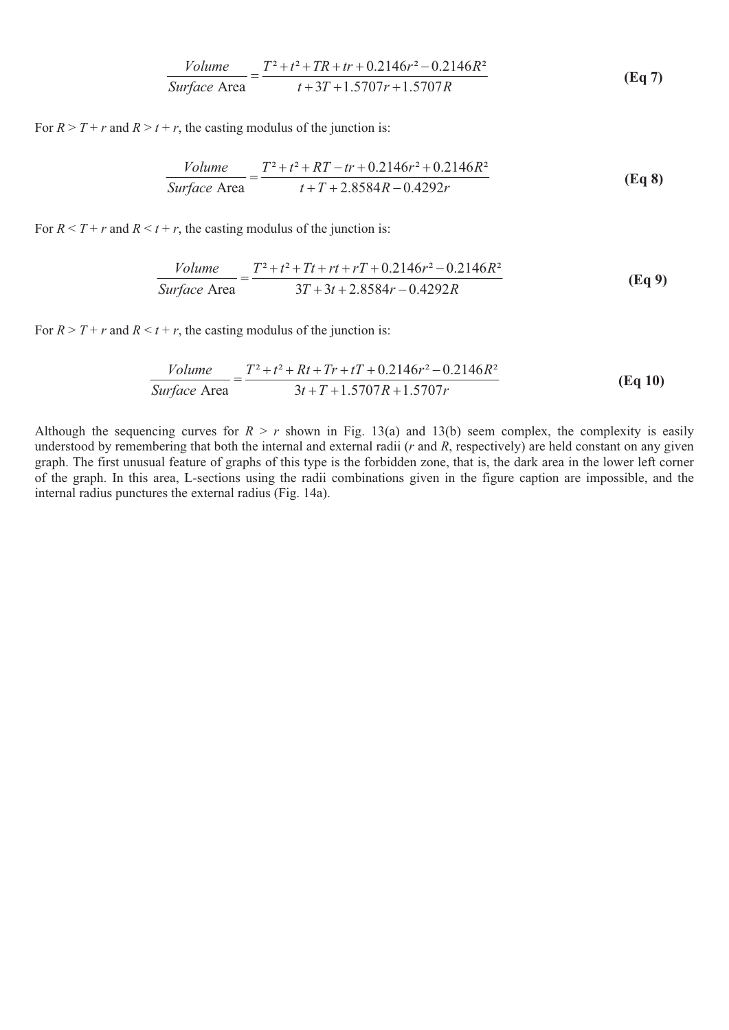$$\frac{Volume}{Surface\ \text{Area}} = \frac{T^2 + t^2 + TR + tr + 0.2146r^2 - 0.2146R^2}{t + 3T + 1.5707r + 1.5707R} \qquad \textbf{(Eq 7)}$$

For $R > T + r$ and $R > t + r$, the casting modulus of the junction is:

$$\frac{Volume}{Surface\ \text{Area}} = \frac{T^2 + t^2 + RT - tr + 0.2146r^2 + 0.2146R^2}{t + T + 2.8584R - 0.4292r} \qquad \textbf{(Eq 8)}$$

For $R < T + r$ and $R < t + r$, the casting modulus of the junction is:

$$\frac{Volume}{Surface\ \text{Area}} = \frac{T^2 + t^2 + Tt + rt + rT + 0.2146r^2 - 0.2146R^2}{3T + 3t + 2.8584r - 0.4292R} \qquad \textbf{(Eq 9)}$$

For $R > T + r$ and $R < t + r$, the casting modulus of the junction is:

$$\frac{Volume}{Surface\ \text{Area}} = \frac{T^2 + t^2 + Rt + Tr + tT + 0.2146r^2 - 0.2146R^2}{3t + T + 1.5707R + 1.5707r} \qquad \textbf{(Eq 10)}$$

Although the sequencing curves for $R > r$ shown in Fig. 13(a) and 13(b) seem complex, the complexity is easily understood by remembering that both the internal and external radii ($r$ and $R$, respectively) are held constant on any given graph. The first unusual feature of graphs of this type is the forbidden zone, that is, the dark area in the lower left corner of the graph. In this area, L-sections using the radii combinations given in the figure caption are impossible, and the internal radius punctures the external radius (Fig. 14a).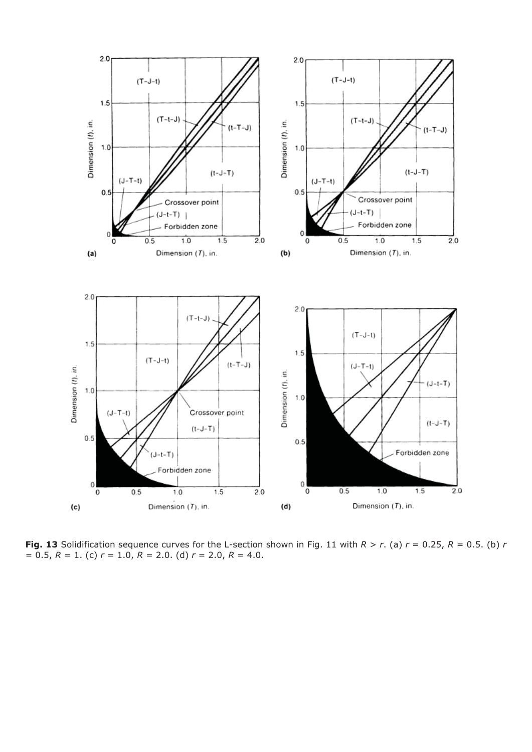**Fig. 13** Solidification sequence curves for the L-section shown in Fig. 11 with $R > r$. (a) $r = 0.25$, $R = 0.5$. (b) $r = 0.5$, $R = 1$. (c) $r = 1.0$, $R = 2.0$. (d) $r = 2.0$, $R = 4.0$.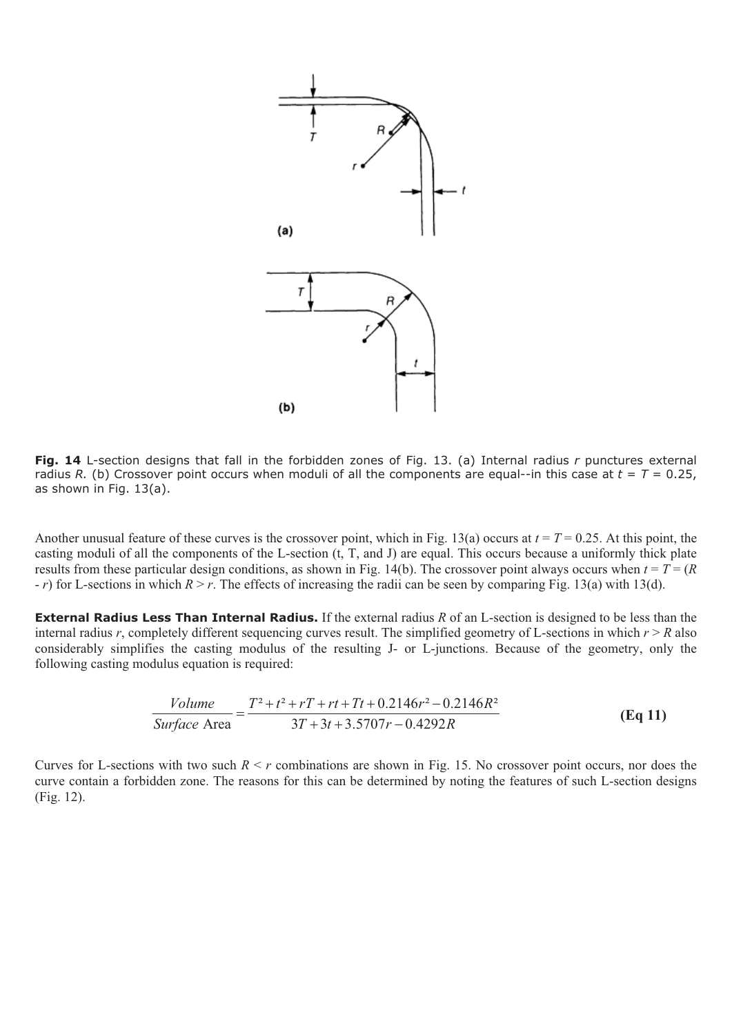**Fig. 14** L-section designs that fall in the forbidden zones of Fig. 13. (a) Internal radius $r$ punctures external radius $R$. (b) Crossover point occurs when moduli of all the components are equal--in this case at $t = T = 0.25$, as shown in Fig. 13(a).

Another unusual feature of these curves is the crossover point, which in Fig. 13(a) occurs at $t = T = 0.25$. At this point, the casting moduli of all the components of the L-section (t, T, and J) are equal. This occurs because a uniformly thick plate results from these particular design conditions, as shown in Fig. 14(b). The crossover point always occurs when $t = T = (R - r)$ for L-sections in which $R > r$. The effects of increasing the radii can be seen by comparing Fig. 13(a) with 13(d).

**External Radius Less Than Internal Radius.** If the external radius $R$ of an L-section is designed to be less than the internal radius $r$, completely different sequencing curves result. The simplified geometry of L-sections in which $r > R$ also considerably simplifies the casting modulus of the resulting J- or L-junctions. Because of the geometry, only the following casting modulus equation is required:

$$\frac{Volume}{Surface\ \text{Area}} = \frac{T^2 + t^2 + rT + rt + Tt + 0.2146r^2 - 0.2146R^2}{3T + 3t + 3.5707r - 0.4292R} \quad \textbf{(Eq 11)}$$

Curves for L-sections with two such $R < r$ combinations are shown in Fig. 15. No crossover point occurs, nor does the curve contain a forbidden zone. The reasons for this can be determined by noting the features of such L-section designs (Fig. 12).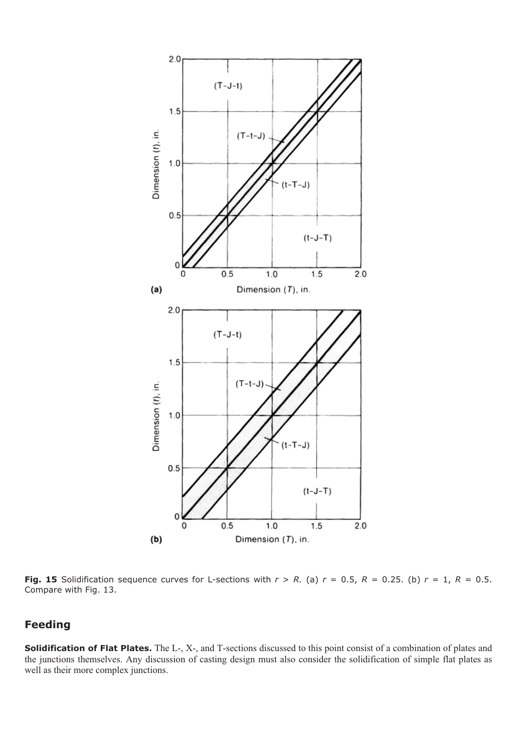**Fig. 15** Solidification sequence curves for L-sections with $r > R$. (a) $r = 0.5$, $R = 0.25$. (b) $r = 1$, $R = 0.5$. Compare with Fig. 13.

## Feeding

**Solidification of Flat Plates.** The L-, X-, and T-sections discussed to this point consist of a combination of plates and the junctions themselves. Any discussion of casting design must also consider the solidification of simple flat plates as well as their more complex junctions.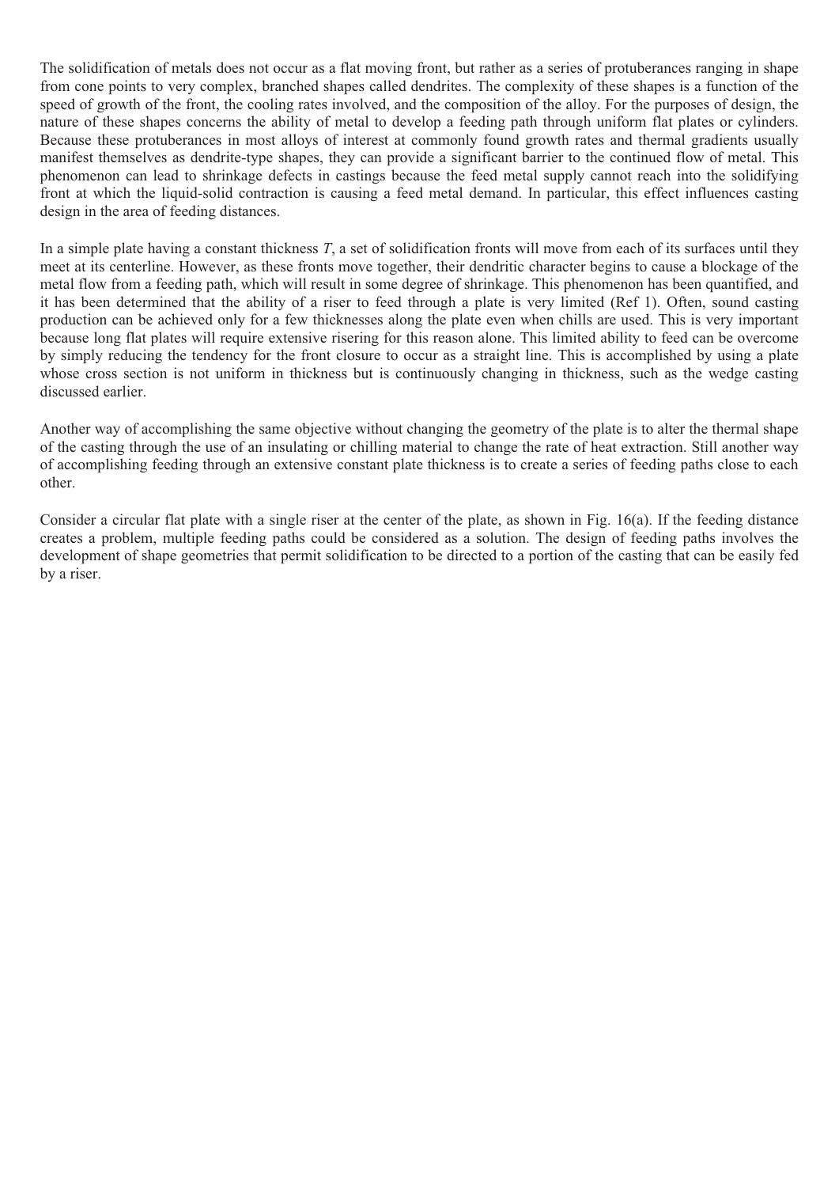The solidification of metals does not occur as a flat moving front, but rather as a series of protuberances ranging in shape from cone points to very complex, branched shapes called dendrites. The complexity of these shapes is a function of the speed of growth of the front, the cooling rates involved, and the composition of the alloy. For the purposes of design, the nature of these shapes concerns the ability of metal to develop a feeding path through uniform flat plates or cylinders. Because these protuberances in most alloys of interest at commonly found growth rates and thermal gradients usually manifest themselves as dendrite-type shapes, they can provide a significant barrier to the continued flow of metal. This phenomenon can lead to shrinkage defects in castings because the feed metal supply cannot reach into the solidifying front at which the liquid-solid contraction is causing a feed metal demand. In particular, this effect influences casting design in the area of feeding distances.

In a simple plate having a constant thickness $T$, a set of solidification fronts will move from each of its surfaces until they meet at its centerline. However, as these fronts move together, their dendritic character begins to cause a blockage of the metal flow from a feeding path, which will result in some degree of shrinkage. This phenomenon has been quantified, and it has been determined that the ability of a riser to feed through a plate is very limited (Ref 1). Often, sound casting production can be achieved only for a few thicknesses along the plate even when chills are used. This is very important because long flat plates will require extensive risering for this reason alone. This limited ability to feed can be overcome by simply reducing the tendency for the front closure to occur as a straight line. This is accomplished by using a plate whose cross section is not uniform in thickness but is continuously changing in thickness, such as the wedge casting discussed earlier.

Another way of accomplishing the same objective without changing the geometry of the plate is to alter the thermal shape of the casting through the use of an insulating or chilling material to change the rate of heat extraction. Still another way of accomplishing feeding through an extensive constant plate thickness is to create a series of feeding paths close to each other.

Consider a circular flat plate with a single riser at the center of the plate, as shown in Fig. 16(a). If the feeding distance creates a problem, multiple feeding paths could be considered as a solution. The design of feeding paths involves the development of shape geometries that permit solidification to be directed to a portion of the casting that can be easily fed by a riser.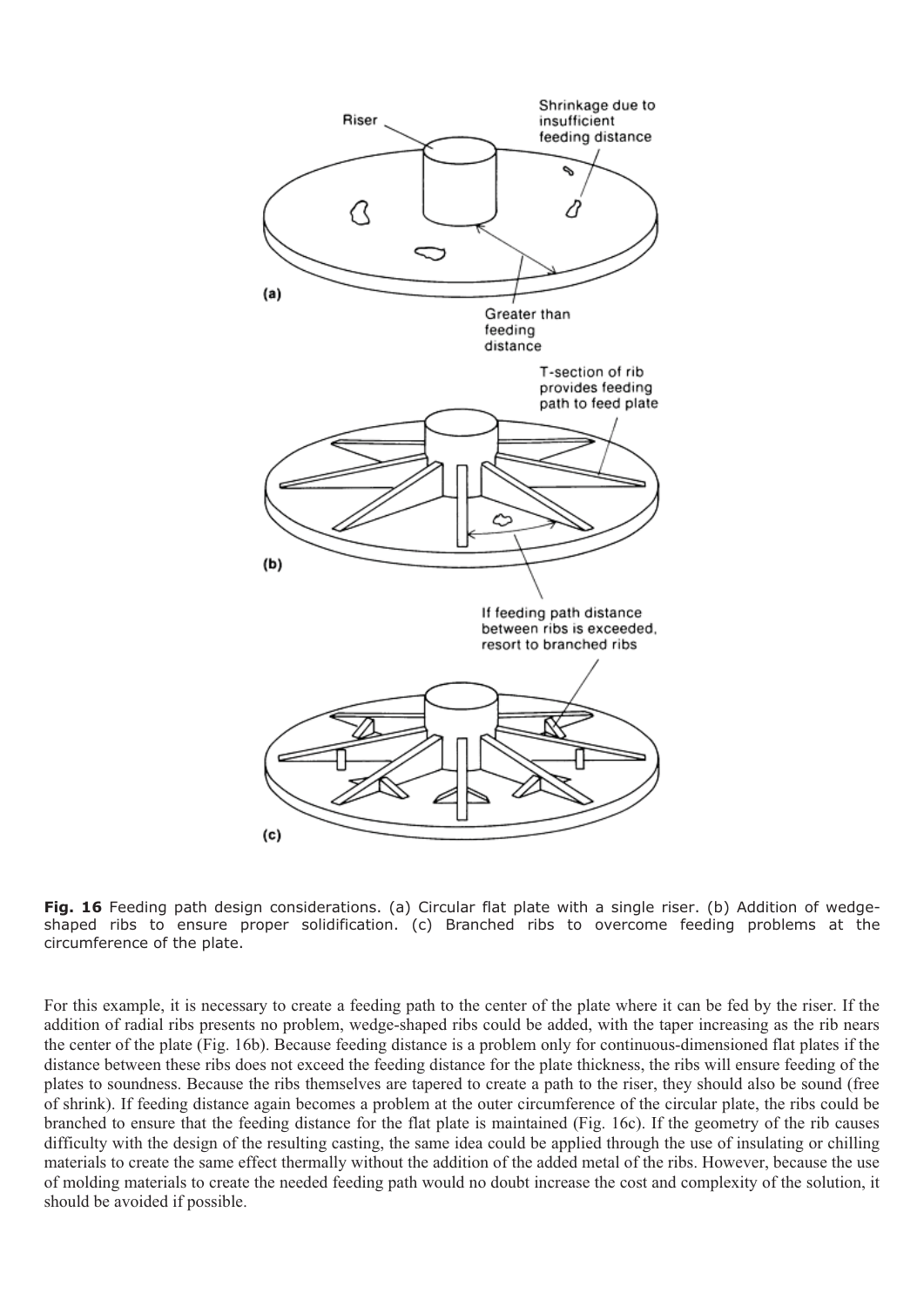**Fig. 16** Feeding path design considerations. (a) Circular flat plate with a single riser. (b) Addition of wedge-shaped ribs to ensure proper solidification. (c) Branched ribs to overcome feeding problems at the circumference of the plate.

For this example, it is necessary to create a feeding path to the center of the plate where it can be fed by the riser. If the addition of radial ribs presents no problem, wedge-shaped ribs could be added, with the taper increasing as the rib nears the center of the plate (Fig. 16b). Because feeding distance is a problem only for continuous-dimensioned flat plates if the distance between these ribs does not exceed the feeding distance for the plate thickness, the ribs will ensure feeding of the plates to soundness. Because the ribs themselves are tapered to create a path to the riser, they should also be sound (free of shrink). If feeding distance again becomes a problem at the outer circumference of the circular plate, the ribs could be branched to ensure that the feeding distance for the flat plate is maintained (Fig. 16c). If the geometry of the rib causes difficulty with the design of the resulting casting, the same idea could be applied through the use of insulating or chilling materials to create the same effect thermally without the addition of the added metal of the ribs. However, because the use of molding materials to create the needed feeding path would no doubt increase the cost and complexity of the solution, it should be avoided if possible.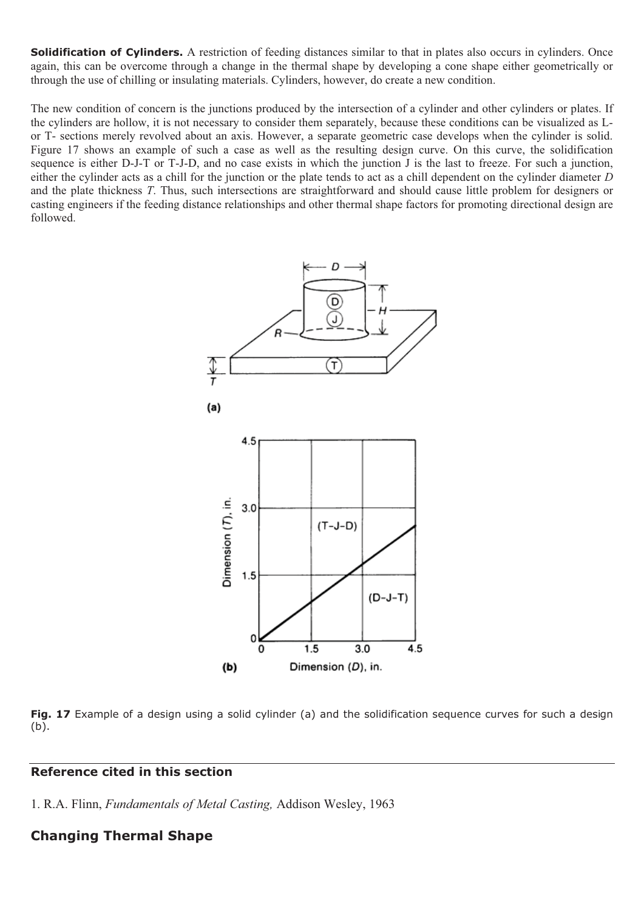**Solidification of Cylinders.** A restriction of feeding distances similar to that in plates also occurs in cylinders. Once again, this can be overcome through a change in the thermal shape by developing a cone shape either geometrically or through the use of chilling or insulating materials. Cylinders, however, do create a new condition.

The new condition of concern is the junctions produced by the intersection of a cylinder and other cylinders or plates. If the cylinders are hollow, it is not necessary to consider them separately, because these conditions can be visualized as L- or T- sections merely revolved about an axis. However, a separate geometric case develops when the cylinder is solid. Figure 17 shows an example of such a case as well as the resulting design curve. On this curve, the solidification sequence is either D-J-T or T-J-D, and no case exists in which the junction J is the last to freeze. For such a junction, either the cylinder acts as a chill for the junction or the plate tends to act as a chill dependent on the cylinder diameter *D* and the plate thickness *T*. Thus, such intersections are straightforward and should cause little problem for designers or casting engineers if the feeding distance relationships and other thermal shape factors for promoting directional design are followed.

**Fig. 17** Example of a design using a solid cylinder (a) and the solidification sequence curves for such a design (b).

### Reference cited in this section

1. R.A. Flinn, *Fundamentals of Metal Casting,* Addison Wesley, 1963

## Changing Thermal Shape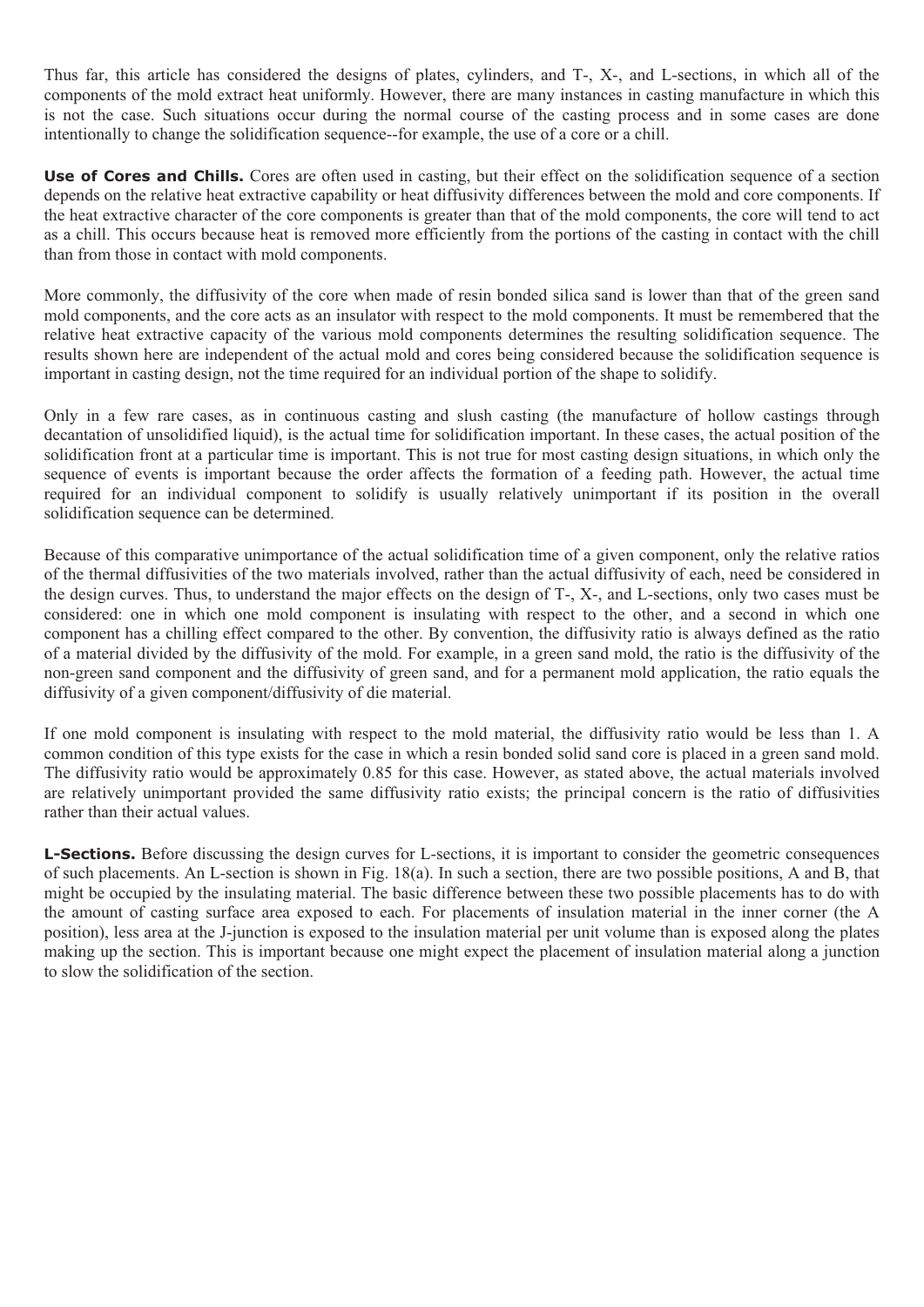Thus far, this article has considered the designs of plates, cylinders, and T-, X-, and L-sections, in which all of the components of the mold extract heat uniformly. However, there are many instances in casting manufacture in which this is not the case. Such situations occur during the normal course of the casting process and in some cases are done intentionally to change the solidification sequence--for example, the use of a core or a chill.

**Use of Cores and Chills.** Cores are often used in casting, but their effect on the solidification sequence of a section depends on the relative heat extractive capability or heat diffusivity differences between the mold and core components. If the heat extractive character of the core components is greater than that of the mold components, the core will tend to act as a chill. This occurs because heat is removed more efficiently from the portions of the casting in contact with the chill than from those in contact with mold components.

More commonly, the diffusivity of the core when made of resin bonded silica sand is lower than that of the green sand mold components, and the core acts as an insulator with respect to the mold components. It must be remembered that the relative heat extractive capacity of the various mold components determines the resulting solidification sequence. The results shown here are independent of the actual mold and cores being considered because the solidification sequence is important in casting design, not the time required for an individual portion of the shape to solidify.

Only in a few rare cases, as in continuous casting and slush casting (the manufacture of hollow castings through decantation of unsolidified liquid), is the actual time for solidification important. In these cases, the actual position of the solidification front at a particular time is important. This is not true for most casting design situations, in which only the sequence of events is important because the order affects the formation of a feeding path. However, the actual time required for an individual component to solidify is usually relatively unimportant if its position in the overall solidification sequence can be determined.

Because of this comparative unimportance of the actual solidification time of a given component, only the relative ratios of the thermal diffusivities of the two materials involved, rather than the actual diffusivity of each, need be considered in the design curves. Thus, to understand the major effects on the design of T-, X-, and L-sections, only two cases must be considered: one in which one mold component is insulating with respect to the other, and a second in which one component has a chilling effect compared to the other. By convention, the diffusivity ratio is always defined as the ratio of a material divided by the diffusivity of the mold. For example, in a green sand mold, the ratio is the diffusivity of the non-green sand component and the diffusivity of green sand, and for a permanent mold application, the ratio equals the diffusivity of a given component/diffusivity of die material.

If one mold component is insulating with respect to the mold material, the diffusivity ratio would be less than 1. A common condition of this type exists for the case in which a resin bonded solid sand core is placed in a green sand mold. The diffusivity ratio would be approximately 0.85 for this case. However, as stated above, the actual materials involved are relatively unimportant provided the same diffusivity ratio exists; the principal concern is the ratio of diffusivities rather than their actual values.

**L-Sections.** Before discussing the design curves for L-sections, it is important to consider the geometric consequences of such placements. An L-section is shown in Fig. 18(a). In such a section, there are two possible positions, A and B, that might be occupied by the insulating material. The basic difference between these two possible placements has to do with the amount of casting surface area exposed to each. For placements of insulation material in the inner corner (the A position), less area at the J-junction is exposed to the insulation material per unit volume than is exposed along the plates making up the section. This is important because one might expect the placement of insulation material along a junction to slow the solidification of the section.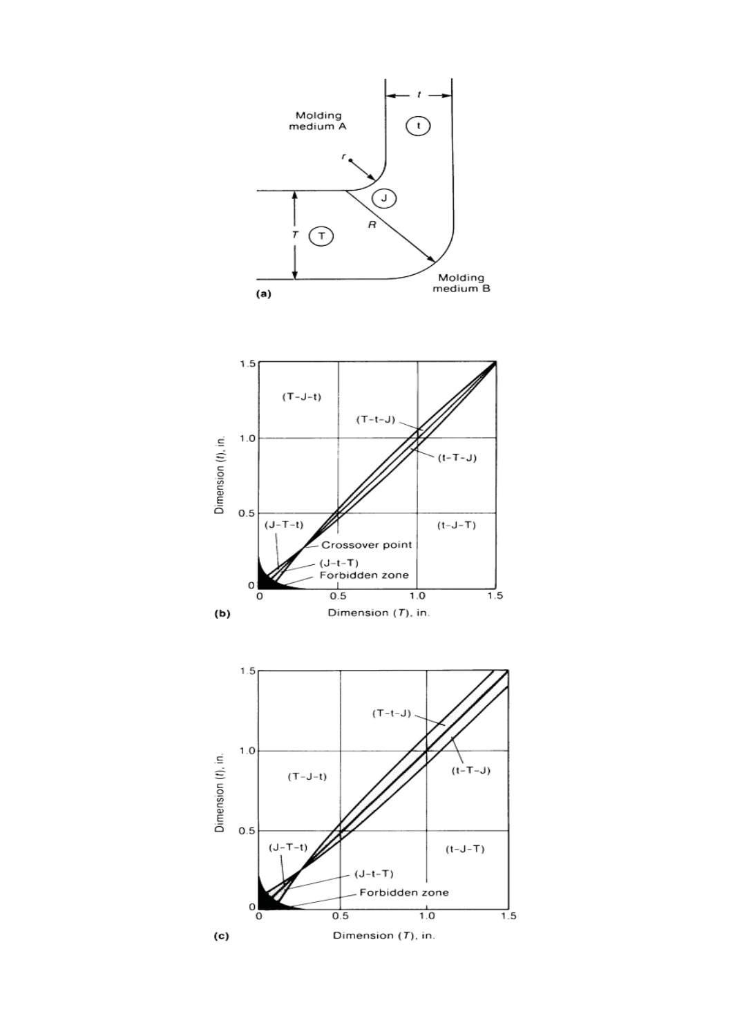Molding medium A

Molding medium B

$t$, $r$, $T$, $R$, (t), (J), (T)

(a)

Dimension ($t$), in. vs. Dimension ($T$), in.

(T-J-t), (T-t-J), (t-T-J), (J-T-t), (t-J-T), Crossover point, (J-t-T), Forbidden zone

(b)

Dimension ($t$), in. vs. Dimension ($T$), in.

(T-t-J), (t-T-J), (T-J-t), (J-T-t), (t-J-T), (J-t-T), Forbidden zone

(c)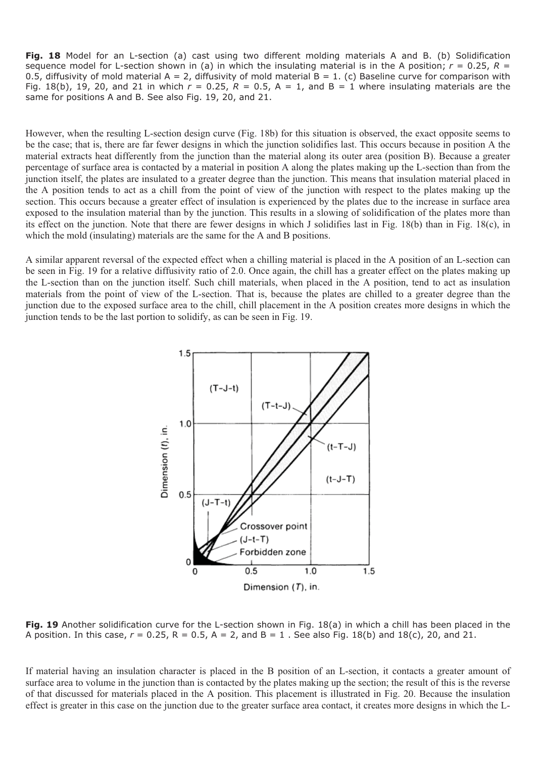**Fig. 18** Model for an L-section (a) cast using two different molding materials A and B. (b) Solidification sequence model for L-section shown in (a) in which the insulating material is in the A position; $r$ = 0.25, $R$ = 0.5, diffusivity of mold material A = 2, diffusivity of mold material B = 1. (c) Baseline curve for comparison with Fig. 18(b), 19, 20, and 21 in which $r$ = 0.25, $R$ = 0.5, A = 1, and B = 1 where insulating materials are the same for positions A and B. See also Fig. 19, 20, and 21.

However, when the resulting L-section design curve (Fig. 18b) for this situation is observed, the exact opposite seems to be the case; that is, there are far fewer designs in which the junction solidifies last. This occurs because in position A the material extracts heat differently from the junction than the material along its outer area (position B). Because a greater percentage of surface area is contacted by a material in position A along the plates making up the L-section than from the junction itself, the plates are insulated to a greater degree than the junction. This means that insulation material placed in the A position tends to act as a chill from the point of view of the junction with respect to the plates making up the section. This occurs because a greater effect of insulation is experienced by the plates due to the increase in surface area exposed to the insulation material than by the junction. This results in a slowing of solidification of the plates more than its effect on the junction. Note that there are fewer designs in which J solidifies last in Fig. 18(b) than in Fig. 18(c), in which the mold (insulating) materials are the same for the A and B positions.

A similar apparent reversal of the expected effect when a chilling material is placed in the A position of an L-section can be seen in Fig. 19 for a relative diffusivity ratio of 2.0. Once again, the chill has a greater effect on the plates making up the L-section than on the junction itself. Such chill materials, when placed in the A position, tend to act as insulation materials from the point of view of the L-section. That is, because the plates are chilled to a greater degree than the junction due to the exposed surface area to the chill, chill placement in the A position creates more designs in which the junction tends to be the last portion to solidify, as can be seen in Fig. 19.

1.5
1.0
0.5
0
Dimension ($t$), in.
(T-J-t)
(T-t-J)
(t-T-J)
(t-J-T)
(J-T-t)
Crossover point
(J-t-T)
Forbidden zone
0
0.5
1.0
1.5
Dimension ($T$), in.

**Fig. 19** Another solidification curve for the L-section shown in Fig. 18(a) in which a chill has been placed in the A position. In this case, $r$ = 0.25, R = 0.5, A = 2, and B = 1 . See also Fig. 18(b) and 18(c), 20, and 21.

If material having an insulation character is placed in the B position of an L-section, it contacts a greater amount of surface area to volume in the junction than is contacted by the plates making up the section; the result of this is the reverse of that discussed for materials placed in the A position. This placement is illustrated in Fig. 20. Because the insulation effect is greater in this case on the junction due to the greater surface area contact, it creates more designs in which the L-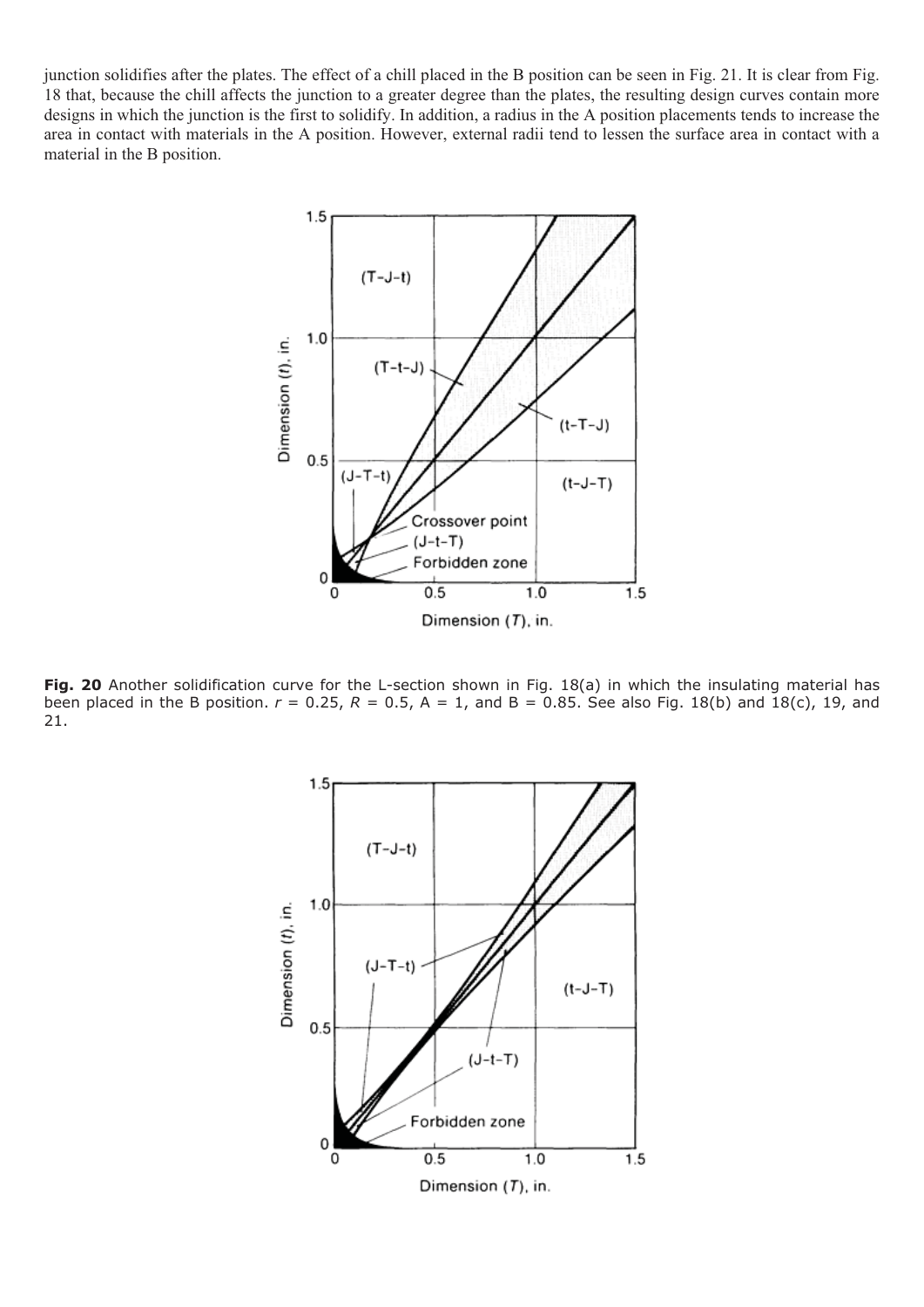junction solidifies after the plates. The effect of a chill placed in the B position can be seen in Fig. 21. It is clear from Fig. 18 that, because the chill affects the junction to a greater degree than the plates, the resulting design curves contain more designs in which the junction is the first to solidify. In addition, a radius in the A position placements tends to increase the area in contact with materials in the A position. However, external radii tend to lessen the surface area in contact with a material in the B position.

**Fig. 20** Another solidification curve for the L-section shown in Fig. 18(a) in which the insulating material has been placed in the B position. $r$ = 0.25, $R$ = 0.5, A = 1, and B = 0.85. See also Fig. 18(b) and 18(c), 19, and 21.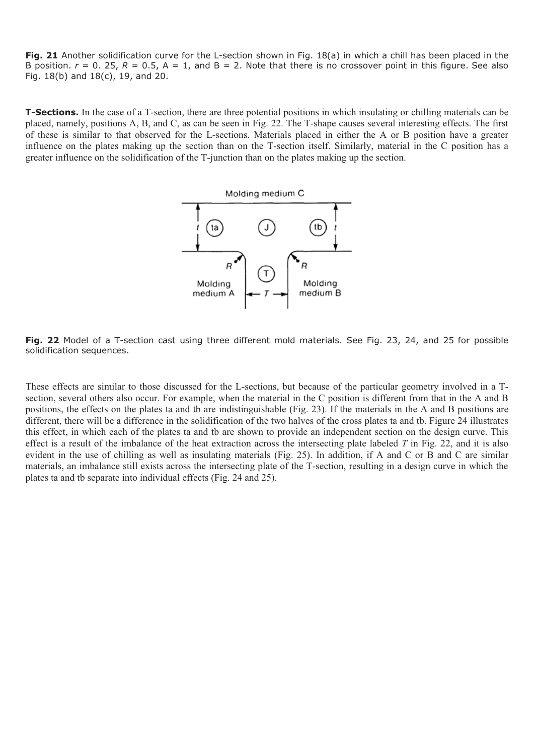**Fig. 21** Another solidification curve for the L-section shown in Fig. 18(a) in which a chill has been placed in the B position. $r$ = 0. 25, $R$ = 0.5, A = 1, and B = 2. Note that there is no crossover point in this figure. See also Fig. 18(b) and 18(c), 19, and 20.

**T-Sections.** In the case of a T-section, there are three potential positions in which insulating or chilling materials can be placed, namely, positions A, B, and C, as can be seen in Fig. 22. The T-shape causes several interesting effects. The first of these is similar to that observed for the L-sections. Materials placed in either the A or B position have a greater influence on the plates making up the section than on the T-section itself. Similarly, material in the C position has a greater influence on the solidification of the T-junction than on the plates making up the section.

**Fig. 22** Model of a T-section cast using three different mold materials. See Fig. 23, 24, and 25 for possible solidification sequences.

These effects are similar to those discussed for the L-sections, but because of the particular geometry involved in a T-section, several others also occur. For example, when the material in the C position is different from that in the A and B positions, the effects on the plates ta and tb are indistinguishable (Fig. 23). If the materials in the A and B positions are different, there will be a difference in the solidification of the two halves of the cross plates ta and tb. Figure 24 illustrates this effect, in which each of the plates ta and tb are shown to provide an independent section on the design curve. This effect is a result of the imbalance of the heat extraction across the intersecting plate labeled $T$ in Fig. 22, and it is also evident in the use of chilling as well as insulating materials (Fig. 25). In addition, if A and C or B and C are similar materials, an imbalance still exists across the intersecting plate of the T-section, resulting in a design curve in which the plates ta and tb separate into individual effects (Fig. 24 and 25).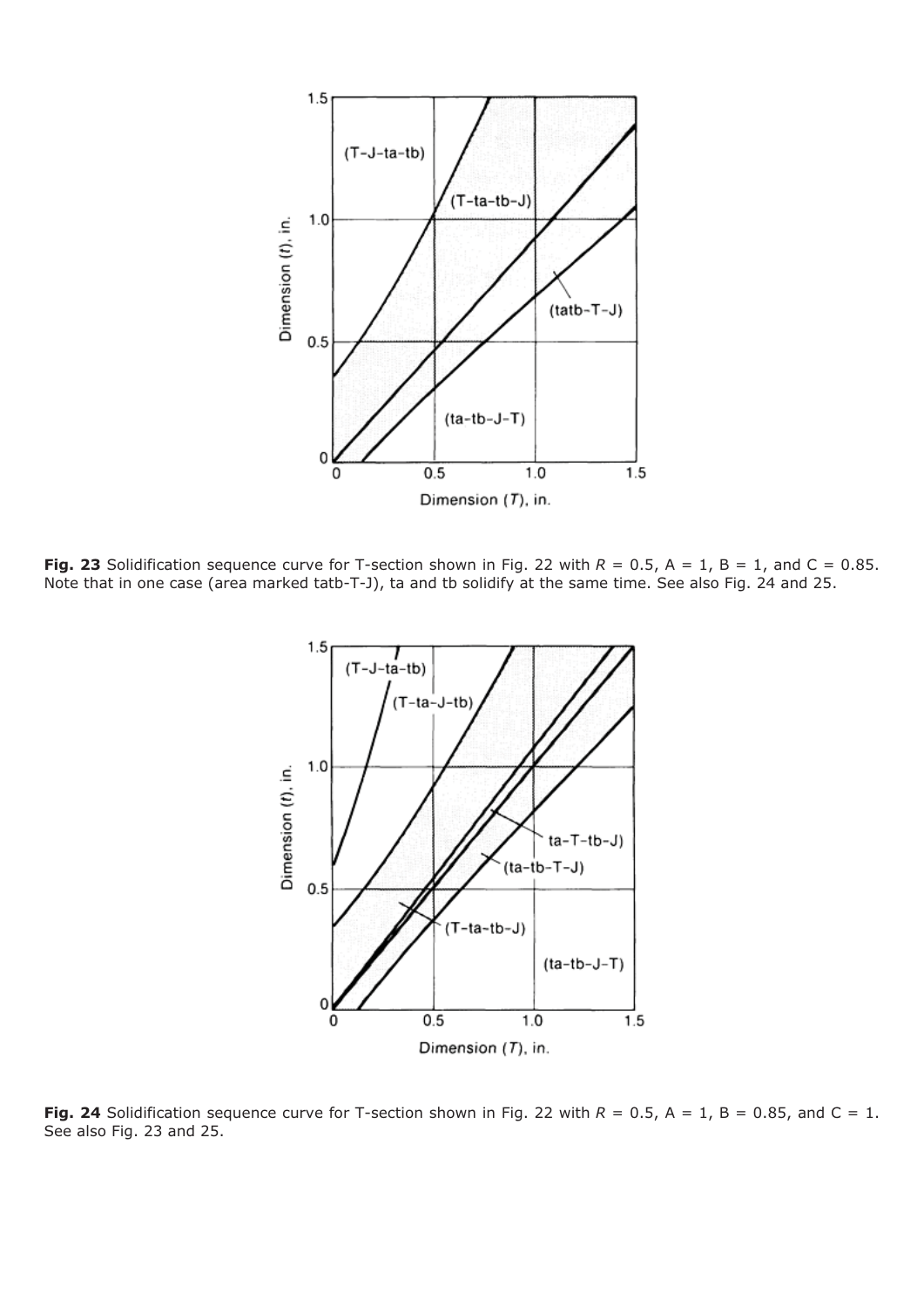**Fig. 23** Solidification sequence curve for T-section shown in Fig. 22 with $R$ = 0.5, A = 1, B = 1, and C = 0.85. Note that in one case (area marked tatb-T-J), ta and tb solidify at the same time. See also Fig. 24 and 25.

**Fig. 24** Solidification sequence curve for T-section shown in Fig. 22 with $R$ = 0.5, A = 1, B = 0.85, and C = 1. See also Fig. 23 and 25.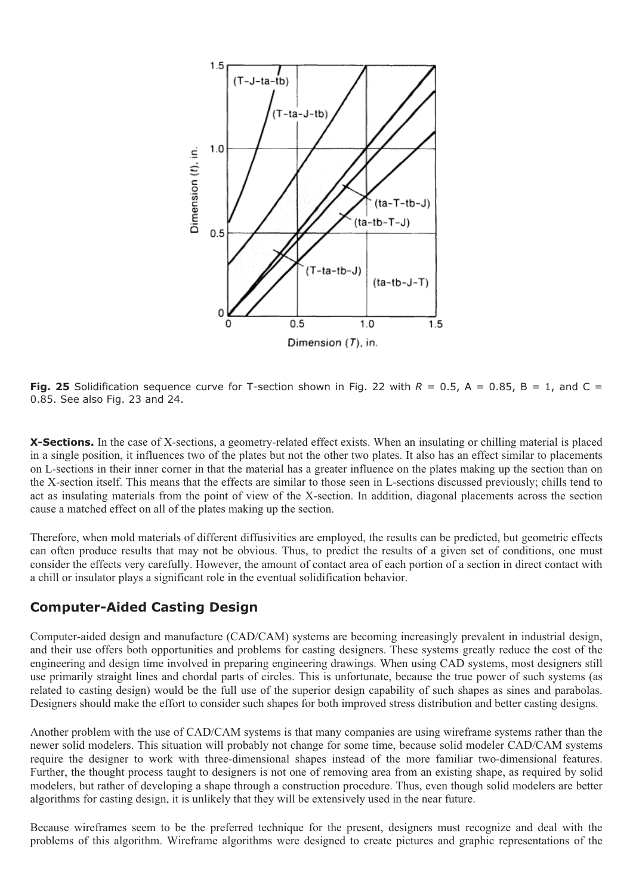**Fig. 25** Solidification sequence curve for T-section shown in Fig. 22 with $R$ = 0.5, A = 0.85, B = 1, and C = 0.85. See also Fig. 23 and 24.

**X-Sections.** In the case of X-sections, a geometry-related effect exists. When an insulating or chilling material is placed in a single position, it influences two of the plates but not the other two plates. It also has an effect similar to placements on L-sections in their inner corner in that the material has a greater influence on the plates making up the section than on the X-section itself. This means that the effects are similar to those seen in L-sections discussed previously; chills tend to act as insulating materials from the point of view of the X-section. In addition, diagonal placements across the section cause a matched effect on all of the plates making up the section.

Therefore, when mold materials of different diffusivities are employed, the results can be predicted, but geometric effects can often produce results that may not be obvious. Thus, to predict the results of a given set of conditions, one must consider the effects very carefully. However, the amount of contact area of each portion of a section in direct contact with a chill or insulator plays a significant role in the eventual solidification behavior.

## Computer-Aided Casting Design

Computer-aided design and manufacture (CAD/CAM) systems are becoming increasingly prevalent in industrial design, and their use offers both opportunities and problems for casting designers. These systems greatly reduce the cost of the engineering and design time involved in preparing engineering drawings. When using CAD systems, most designers still use primarily straight lines and chordal parts of circles. This is unfortunate, because the true power of such systems (as related to casting design) would be the full use of the superior design capability of such shapes as sines and parabolas. Designers should make the effort to consider such shapes for both improved stress distribution and better casting designs.

Another problem with the use of CAD/CAM systems is that many companies are using wireframe systems rather than the newer solid modelers. This situation will probably not change for some time, because solid modeler CAD/CAM systems require the designer to work with three-dimensional shapes instead of the more familiar two-dimensional features. Further, the thought process taught to designers is not one of removing area from an existing shape, as required by solid modelers, but rather of developing a shape through a construction procedure. Thus, even though solid modelers are better algorithms for casting design, it is unlikely that they will be extensively used in the near future.

Because wireframes seem to be the preferred technique for the present, designers must recognize and deal with the problems of this algorithm. Wireframe algorithms were designed to create pictures and graphic representations of the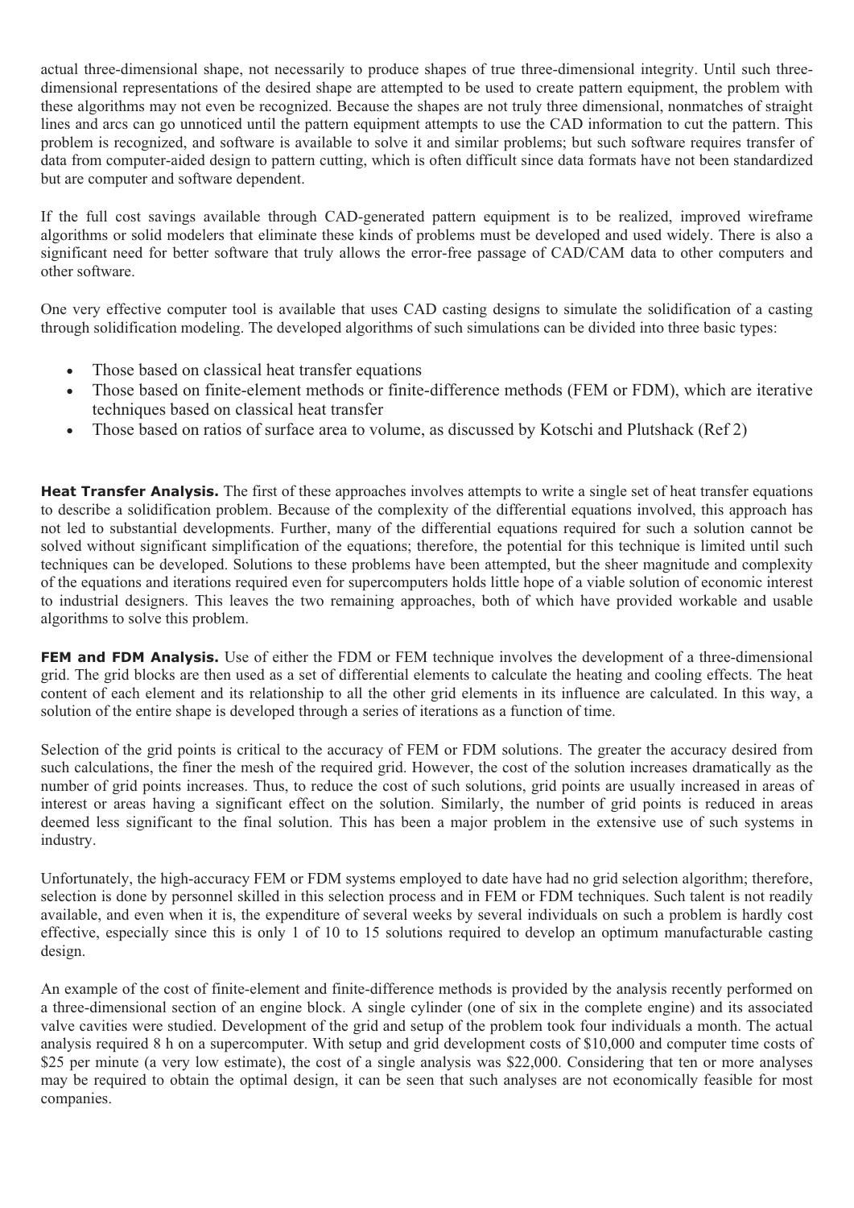actual three-dimensional shape, not necessarily to produce shapes of true three-dimensional integrity. Until such three-dimensional representations of the desired shape are attempted to be used to create pattern equipment, the problem with these algorithms may not even be recognized. Because the shapes are not truly three dimensional, nonmatches of straight lines and arcs can go unnoticed until the pattern equipment attempts to use the CAD information to cut the pattern. This problem is recognized, and software is available to solve it and similar problems; but such software requires transfer of data from computer-aided design to pattern cutting, which is often difficult since data formats have not been standardized but are computer and software dependent.

If the full cost savings available through CAD-generated pattern equipment is to be realized, improved wireframe algorithms or solid modelers that eliminate these kinds of problems must be developed and used widely. There is also a significant need for better software that truly allows the error-free passage of CAD/CAM data to other computers and other software.

One very effective computer tool is available that uses CAD casting designs to simulate the solidification of a casting through solidification modeling. The developed algorithms of such simulations can be divided into three basic types:

- Those based on classical heat transfer equations
- Those based on finite-element methods or finite-difference methods (FEM or FDM), which are iterative techniques based on classical heat transfer
- Those based on ratios of surface area to volume, as discussed by Kotschi and Plutshack (Ref 2)

**Heat Transfer Analysis.** The first of these approaches involves attempts to write a single set of heat transfer equations to describe a solidification problem. Because of the complexity of the differential equations involved, this approach has not led to substantial developments. Further, many of the differential equations required for such a solution cannot be solved without significant simplification of the equations; therefore, the potential for this technique is limited until such techniques can be developed. Solutions to these problems have been attempted, but the sheer magnitude and complexity of the equations and iterations required even for supercomputers holds little hope of a viable solution of economic interest to industrial designers. This leaves the two remaining approaches, both of which have provided workable and usable algorithms to solve this problem.

**FEM and FDM Analysis.** Use of either the FDM or FEM technique involves the development of a three-dimensional grid. The grid blocks are then used as a set of differential elements to calculate the heating and cooling effects. The heat content of each element and its relationship to all the other grid elements in its influence are calculated. In this way, a solution of the entire shape is developed through a series of iterations as a function of time.

Selection of the grid points is critical to the accuracy of FEM or FDM solutions. The greater the accuracy desired from such calculations, the finer the mesh of the required grid. However, the cost of the solution increases dramatically as the number of grid points increases. Thus, to reduce the cost of such solutions, grid points are usually increased in areas of interest or areas having a significant effect on the solution. Similarly, the number of grid points is reduced in areas deemed less significant to the final solution. This has been a major problem in the extensive use of such systems in industry.

Unfortunately, the high-accuracy FEM or FDM systems employed to date have had no grid selection algorithm; therefore, selection is done by personnel skilled in this selection process and in FEM or FDM techniques. Such talent is not readily available, and even when it is, the expenditure of several weeks by several individuals on such a problem is hardly cost effective, especially since this is only 1 of 10 to 15 solutions required to develop an optimum manufacturable casting design.

An example of the cost of finite-element and finite-difference methods is provided by the analysis recently performed on a three-dimensional section of an engine block. A single cylinder (one of six in the complete engine) and its associated valve cavities were studied. Development of the grid and setup of the problem took four individuals a month. The actual analysis required 8 h on a supercomputer. With setup and grid development costs of $10,000 and computer time costs of $25 per minute (a very low estimate), the cost of a single analysis was $22,000. Considering that ten or more analyses may be required to obtain the optimal design, it can be seen that such analyses are not economically feasible for most companies.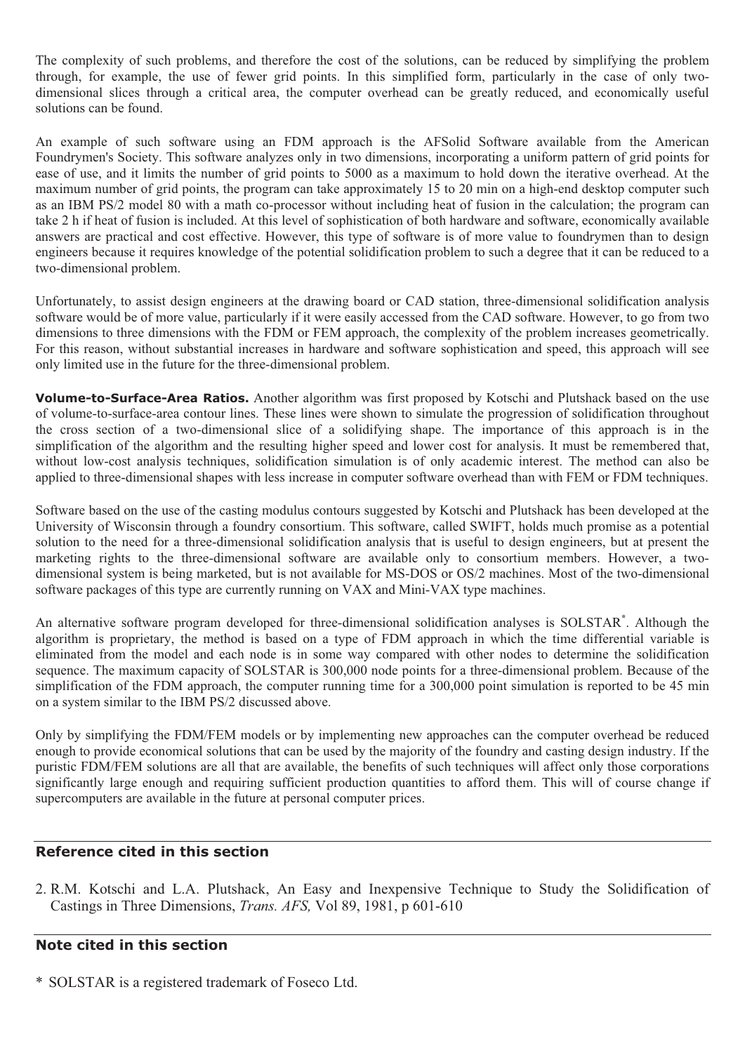The complexity of such problems, and therefore the cost of the solutions, can be reduced by simplifying the problem through, for example, the use of fewer grid points. In this simplified form, particularly in the case of only two-dimensional slices through a critical area, the computer overhead can be greatly reduced, and economically useful solutions can be found.

An example of such software using an FDM approach is the AFSolid Software available from the American Foundrymen's Society. This software analyzes only in two dimensions, incorporating a uniform pattern of grid points for ease of use, and it limits the number of grid points to 5000 as a maximum to hold down the iterative overhead. At the maximum number of grid points, the program can take approximately 15 to 20 min on a high-end desktop computer such as an IBM PS/2 model 80 with a math co-processor without including heat of fusion in the calculation; the program can take 2 h if heat of fusion is included. At this level of sophistication of both hardware and software, economically available answers are practical and cost effective. However, this type of software is of more value to foundrymen than to design engineers because it requires knowledge of the potential solidification problem to such a degree that it can be reduced to a two-dimensional problem.

Unfortunately, to assist design engineers at the drawing board or CAD station, three-dimensional solidification analysis software would be of more value, particularly if it were easily accessed from the CAD software. However, to go from two dimensions to three dimensions with the FDM or FEM approach, the complexity of the problem increases geometrically. For this reason, without substantial increases in hardware and software sophistication and speed, this approach will see only limited use in the future for the three-dimensional problem.

**Volume-to-Surface-Area Ratios.** Another algorithm was first proposed by Kotschi and Plutshack based on the use of volume-to-surface-area contour lines. These lines were shown to simulate the progression of solidification throughout the cross section of a two-dimensional slice of a solidifying shape. The importance of this approach is in the simplification of the algorithm and the resulting higher speed and lower cost for analysis. It must be remembered that, without low-cost analysis techniques, solidification simulation is of only academic interest. The method can also be applied to three-dimensional shapes with less increase in computer software overhead than with FEM or FDM techniques.

Software based on the use of the casting modulus contours suggested by Kotschi and Plutshack has been developed at the University of Wisconsin through a foundry consortium. This software, called SWIFT, holds much promise as a potential solution to the need for a three-dimensional solidification analysis that is useful to design engineers, but at present the marketing rights to the three-dimensional software are available only to consortium members. However, a two-dimensional system is being marketed, but is not available for MS-DOS or OS/2 machines. Most of the two-dimensional software packages of this type are currently running on VAX and Mini-VAX type machines.

An alternative software program developed for three-dimensional solidification analyses is SOLSTAR*. Although the algorithm is proprietary, the method is based on a type of FDM approach in which the time differential variable is eliminated from the model and each node is in some way compared with other nodes to determine the solidification sequence. The maximum capacity of SOLSTAR is 300,000 node points for a three-dimensional problem. Because of the simplification of the FDM approach, the computer running time for a 300,000 point simulation is reported to be 45 min on a system similar to the IBM PS/2 discussed above.

Only by simplifying the FDM/FEM models or by implementing new approaches can the computer overhead be reduced enough to provide economical solutions that can be used by the majority of the foundry and casting design industry. If the puristic FDM/FEM solutions are all that are available, the benefits of such techniques will affect only those corporations significantly large enough and requiring sufficient production quantities to afford them. This will of course change if supercomputers are available in the future at personal computer prices.

## Reference cited in this section

2. R.M. Kotschi and L.A. Plutshack, An Easy and Inexpensive Technique to Study the Solidification of Castings in Three Dimensions, *Trans. AFS,* Vol 89, 1981, p 601-610

## Note cited in this section

* SOLSTAR is a registered trademark of Foseco Ltd.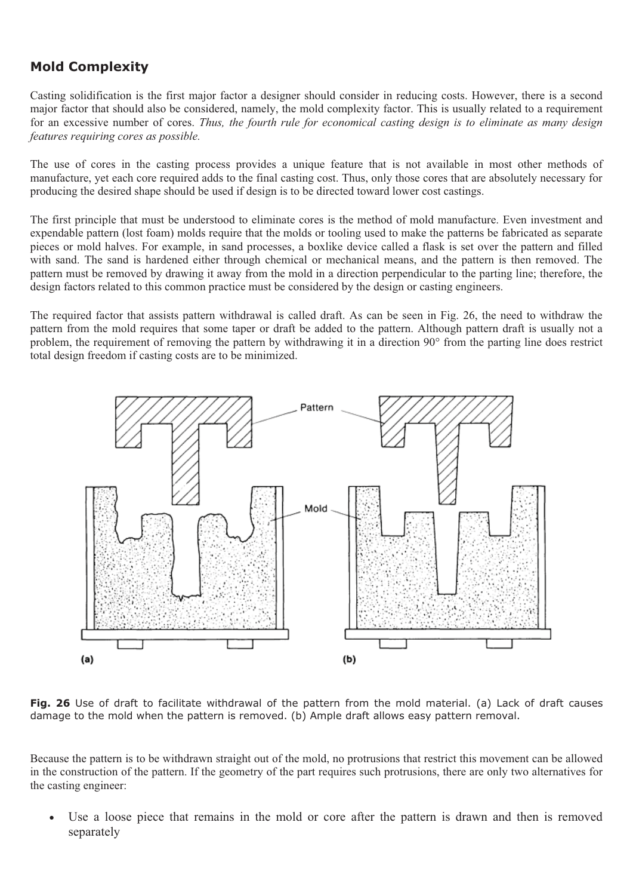## Mold Complexity

Casting solidification is the first major factor a designer should consider in reducing costs. However, there is a second major factor that should also be considered, namely, the mold complexity factor. This is usually related to a requirement for an excessive number of cores. *Thus, the fourth rule for economical casting design is to eliminate as many design features requiring cores as possible.*

The use of cores in the casting process provides a unique feature that is not available in most other methods of manufacture, yet each core required adds to the final casting cost. Thus, only those cores that are absolutely necessary for producing the desired shape should be used if design is to be directed toward lower cost castings.

The first principle that must be understood to eliminate cores is the method of mold manufacture. Even investment and expendable pattern (lost foam) molds require that the molds or tooling used to make the patterns be fabricated as separate pieces or mold halves. For example, in sand processes, a boxlike device called a flask is set over the pattern and filled with sand. The sand is hardened either through chemical or mechanical means, and the pattern is then removed. The pattern must be removed by drawing it away from the mold in a direction perpendicular to the parting line; therefore, the design factors related to this common practice must be considered by the design or casting engineers.

The required factor that assists pattern withdrawal is called draft. As can be seen in Fig. 26, the need to withdraw the pattern from the mold requires that some taper or draft be added to the pattern. Although pattern draft is usually not a problem, the requirement of removing the pattern by withdrawing it in a direction 90° from the parting line does restrict total design freedom if casting costs are to be minimized.

Pattern

Mold

(a)

(b)

**Fig. 26** Use of draft to facilitate withdrawal of the pattern from the mold material. (a) Lack of draft causes damage to the mold when the pattern is removed. (b) Ample draft allows easy pattern removal.

Because the pattern is to be withdrawn straight out of the mold, no protrusions that restrict this movement can be allowed in the construction of the pattern. If the geometry of the part requires such protrusions, there are only two alternatives for the casting engineer:

- Use a loose piece that remains in the mold or core after the pattern is drawn and then is removed separately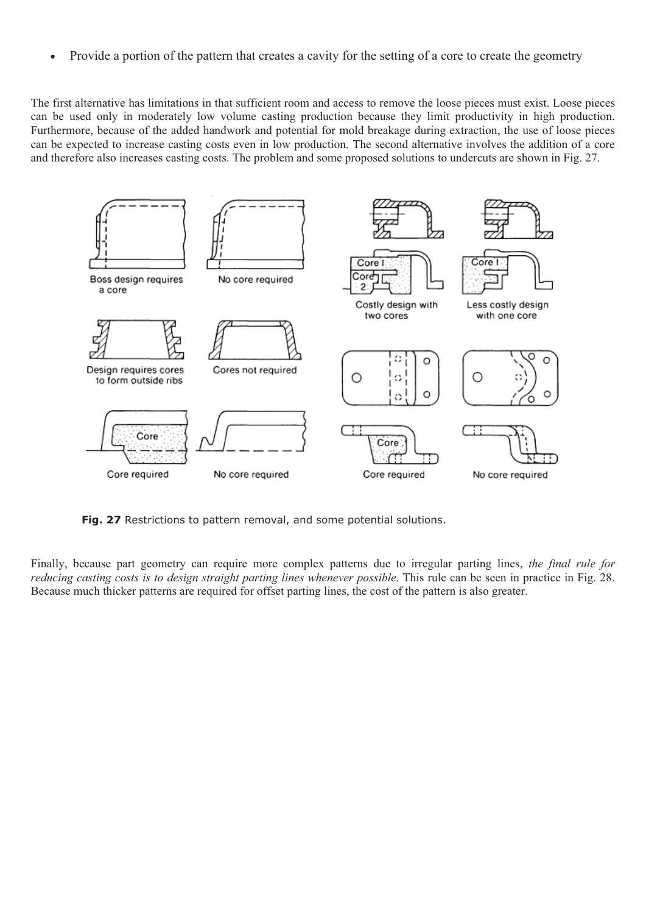- Provide a portion of the pattern that creates a cavity for the setting of a core to create the geometry

The first alternative has limitations in that sufficient room and access to remove the loose pieces must exist. Loose pieces can be used only in moderately low volume casting production because they limit productivity in high production. Furthermore, because of the added handwork and potential for mold breakage during extraction, the use of loose pieces can be expected to increase casting costs even in low production. The second alternative involves the addition of a core and therefore also increases casting costs. The problem and some proposed solutions to undercuts are shown in Fig. 27.

**Fig. 27** Restrictions to pattern removal, and some potential solutions.

Finally, because part geometry can require more complex patterns due to irregular parting lines, *the final rule for reducing casting costs is to design straight parting lines whenever possible*. This rule can be seen in practice in Fig. 28. Because much thicker patterns are required for offset parting lines, the cost of the pattern is also greater.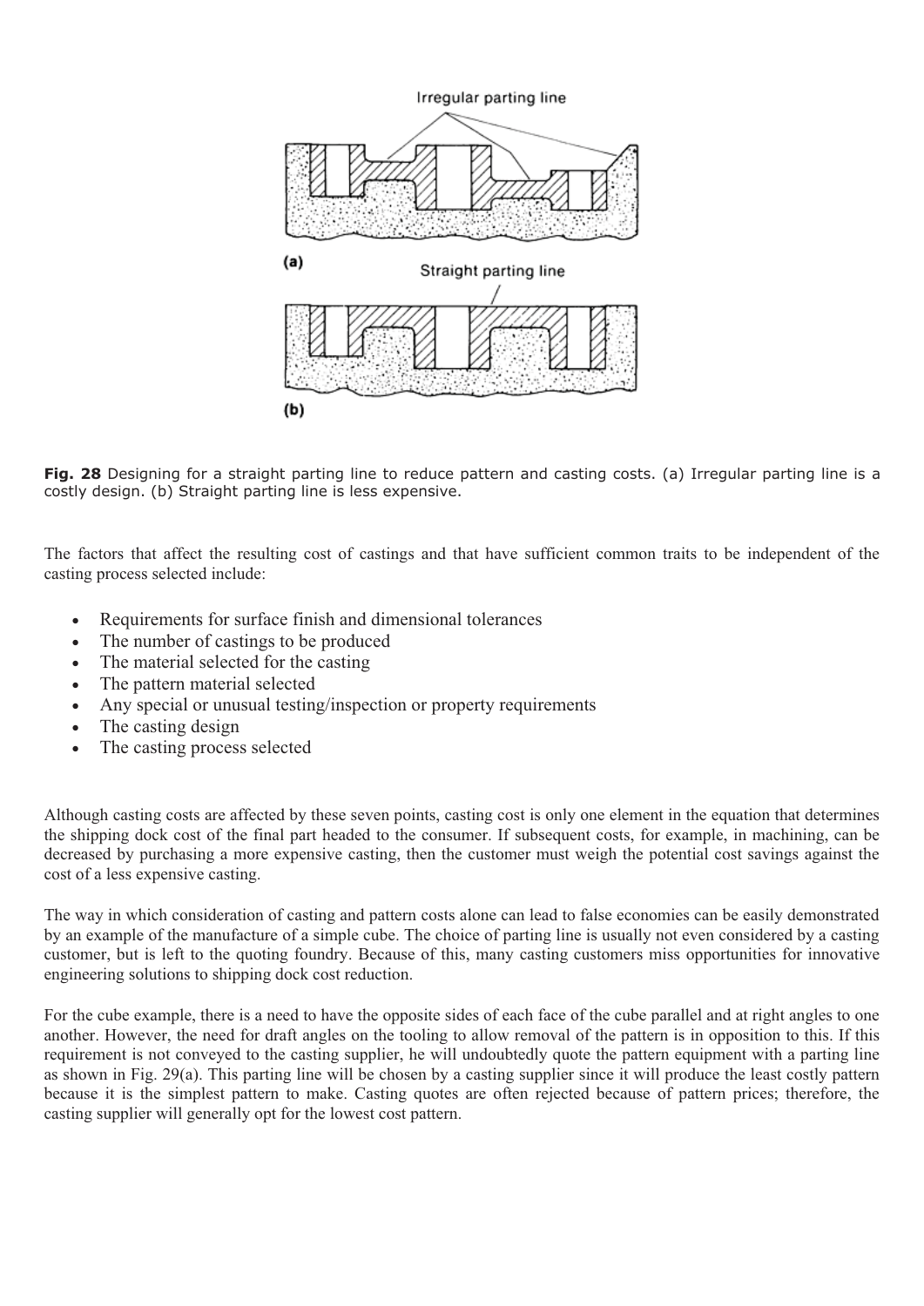Fig. 28 Designing for a straight parting line to reduce pattern and casting costs. (a) Irregular parting line is a costly design. (b) Straight parting line is less expensive.

The factors that affect the resulting cost of castings and that have sufficient common traits to be independent of the casting process selected include:

- Requirements for surface finish and dimensional tolerances
- The number of castings to be produced
- The material selected for the casting
- The pattern material selected
- Any special or unusual testing/inspection or property requirements
- The casting design
- The casting process selected

Although casting costs are affected by these seven points, casting cost is only one element in the equation that determines the shipping dock cost of the final part headed to the consumer. If subsequent costs, for example, in machining, can be decreased by purchasing a more expensive casting, then the customer must weigh the potential cost savings against the cost of a less expensive casting.

The way in which consideration of casting and pattern costs alone can lead to false economies can be easily demonstrated by an example of the manufacture of a simple cube. The choice of parting line is usually not even considered by a casting customer, but is left to the quoting foundry. Because of this, many casting customers miss opportunities for innovative engineering solutions to shipping dock cost reduction.

For the cube example, there is a need to have the opposite sides of each face of the cube parallel and at right angles to one another. However, the need for draft angles on the tooling to allow removal of the pattern is in opposition to this. If this requirement is not conveyed to the casting supplier, he will undoubtedly quote the pattern equipment with a parting line as shown in Fig. 29(a). This parting line will be chosen by a casting supplier since it will produce the least costly pattern because it is the simplest pattern to make. Casting quotes are often rejected because of pattern prices; therefore, the casting supplier will generally opt for the lowest cost pattern.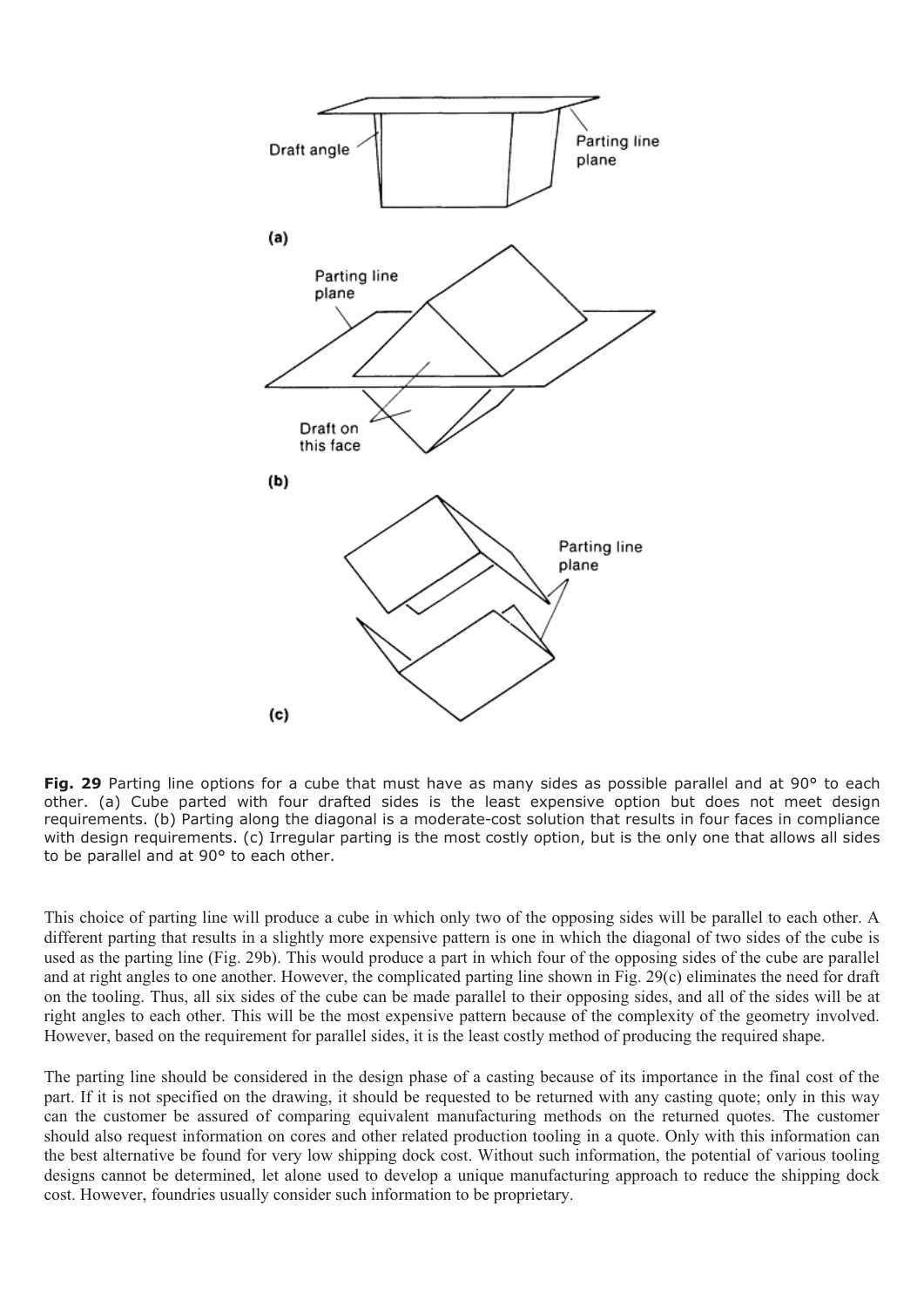Draft angle

Parting line plane

(a)

Parting line plane

Draft on this face

(b)

Parting line plane

(c)

**Fig. 29** Parting line options for a cube that must have as many sides as possible parallel and at 90° to each other. (a) Cube parted with four drafted sides is the least expensive option but does not meet design requirements. (b) Parting along the diagonal is a moderate-cost solution that results in four faces in compliance with design requirements. (c) Irregular parting is the most costly option, but is the only one that allows all sides to be parallel and at 90° to each other.

This choice of parting line will produce a cube in which only two of the opposing sides will be parallel to each other. A different parting that results in a slightly more expensive pattern is one in which the diagonal of two sides of the cube is used as the parting line (Fig. 29b). This would produce a part in which four of the opposing sides of the cube are parallel and at right angles to one another. However, the complicated parting line shown in Fig. 29(c) eliminates the need for draft on the tooling. Thus, all six sides of the cube can be made parallel to their opposing sides, and all of the sides will be at right angles to each other. This will be the most expensive pattern because of the complexity of the geometry involved. However, based on the requirement for parallel sides, it is the least costly method of producing the required shape.

The parting line should be considered in the design phase of a casting because of its importance in the final cost of the part. If it is not specified on the drawing, it should be requested to be returned with any casting quote; only in this way can the customer be assured of comparing equivalent manufacturing methods on the returned quotes. The customer should also request information on cores and other related production tooling in a quote. Only with this information can the best alternative be found for very low shipping dock cost. Without such information, the potential of various tooling designs cannot be determined, let alone used to develop a unique manufacturing approach to reduce the shipping dock cost. However, foundries usually consider such information to be proprietary.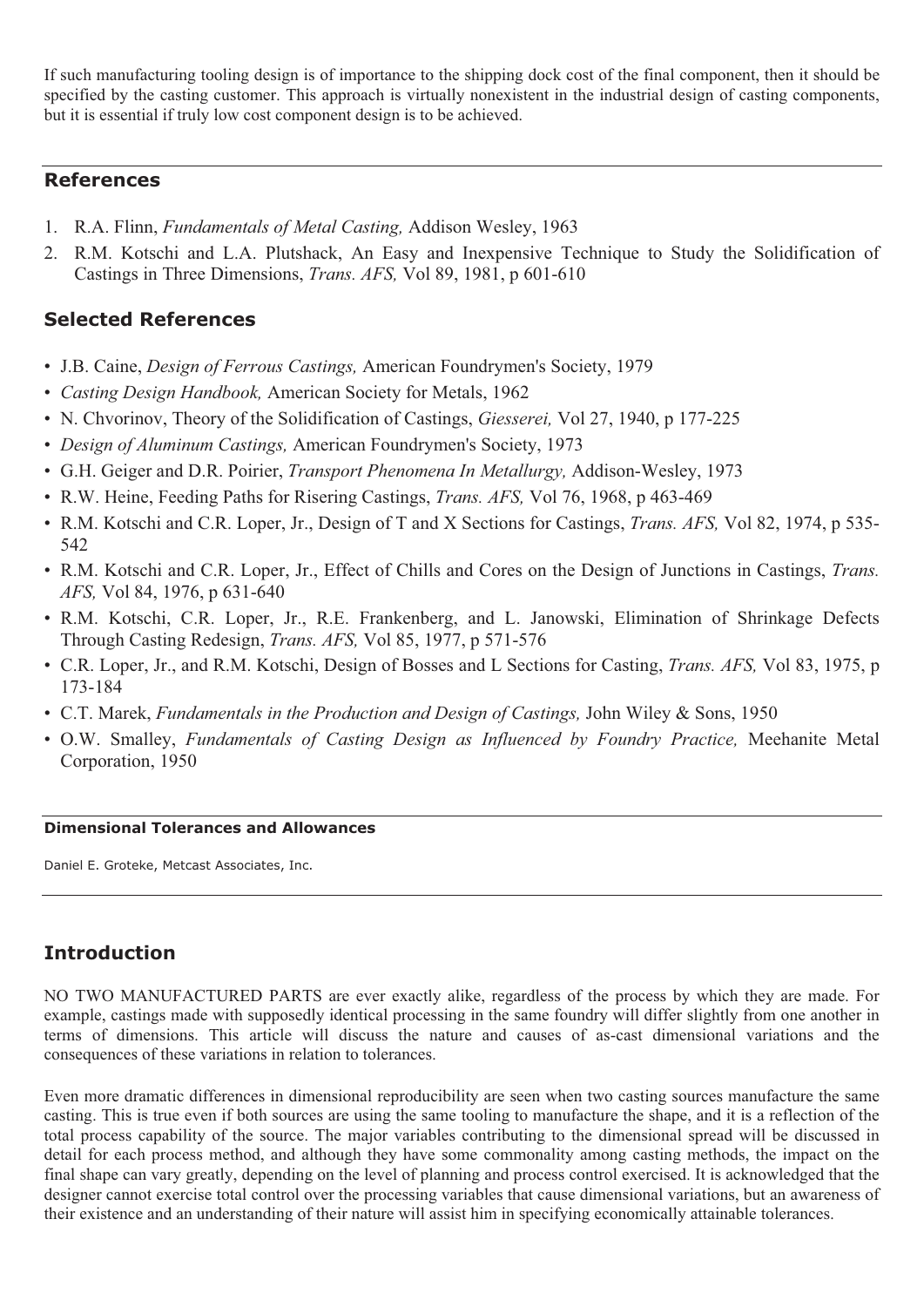If such manufacturing tooling design is of importance to the shipping dock cost of the final component, then it should be specified by the casting customer. This approach is virtually nonexistent in the industrial design of casting components, but it is essential if truly low cost component design is to be achieved.

## References

1. R.A. Flinn, *Fundamentals of Metal Casting,* Addison Wesley, 1963
2. R.M. Kotschi and L.A. Plutshack, An Easy and Inexpensive Technique to Study the Solidification of Castings in Three Dimensions, *Trans. AFS,* Vol 89, 1981, p 601-610

## Selected References

- J.B. Caine, *Design of Ferrous Castings,* American Foundrymen's Society, 1979
- *Casting Design Handbook,* American Society for Metals, 1962
- N. Chvorinov, Theory of the Solidification of Castings, *Giesserei,* Vol 27, 1940, p 177-225
- *Design of Aluminum Castings,* American Foundrymen's Society, 1973
- G.H. Geiger and D.R. Poirier, *Transport Phenomena In Metallurgy,* Addison-Wesley, 1973
- R.W. Heine, Feeding Paths for Risering Castings, *Trans. AFS,* Vol 76, 1968, p 463-469
- R.M. Kotschi and C.R. Loper, Jr., Design of T and X Sections for Castings, *Trans. AFS,* Vol 82, 1974, p 535-542
- R.M. Kotschi and C.R. Loper, Jr., Effect of Chills and Cores on the Design of Junctions in Castings, *Trans. AFS,* Vol 84, 1976, p 631-640
- R.M. Kotschi, C.R. Loper, Jr., R.E. Frankenberg, and L. Janowski, Elimination of Shrinkage Defects Through Casting Redesign, *Trans. AFS,* Vol 85, 1977, p 571-576
- C.R. Loper, Jr., and R.M. Kotschi, Design of Bosses and L Sections for Casting, *Trans. AFS,* Vol 83, 1975, p 173-184
- C.T. Marek, *Fundamentals in the Production and Design of Castings,* John Wiley & Sons, 1950
- O.W. Smalley, *Fundamentals of Casting Design as Influenced by Foundry Practice,* Meehanite Metal Corporation, 1950

# Dimensional Tolerances and Allowances

Daniel E. Groteke, Metcast Associates, Inc.

## Introduction

NO TWO MANUFACTURED PARTS are ever exactly alike, regardless of the process by which they are made. For example, castings made with supposedly identical processing in the same foundry will differ slightly from one another in terms of dimensions. This article will discuss the nature and causes of as-cast dimensional variations and the consequences of these variations in relation to tolerances.

Even more dramatic differences in dimensional reproducibility are seen when two casting sources manufacture the same casting. This is true even if both sources are using the same tooling to manufacture the shape, and it is a reflection of the total process capability of the source. The major variables contributing to the dimensional spread will be discussed in detail for each process method, and although they have some commonality among casting methods, the impact on the final shape can vary greatly, depending on the level of planning and process control exercised. It is acknowledged that the designer cannot exercise total control over the processing variables that cause dimensional variations, but an awareness of their existence and an understanding of their nature will assist him in specifying economically attainable tolerances.